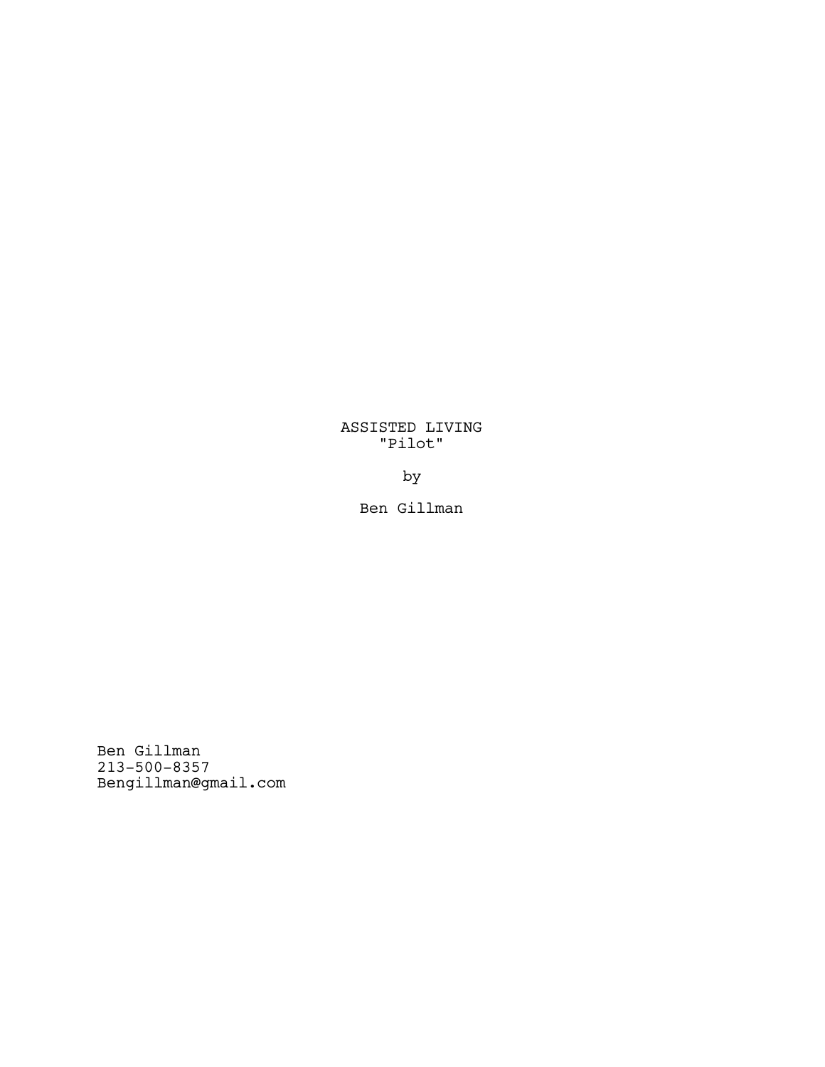ASSISTED LIVING
"Pilot"

by

Ben Gillman

Ben Gillman
213-500-8357
Bengillman@gmail.com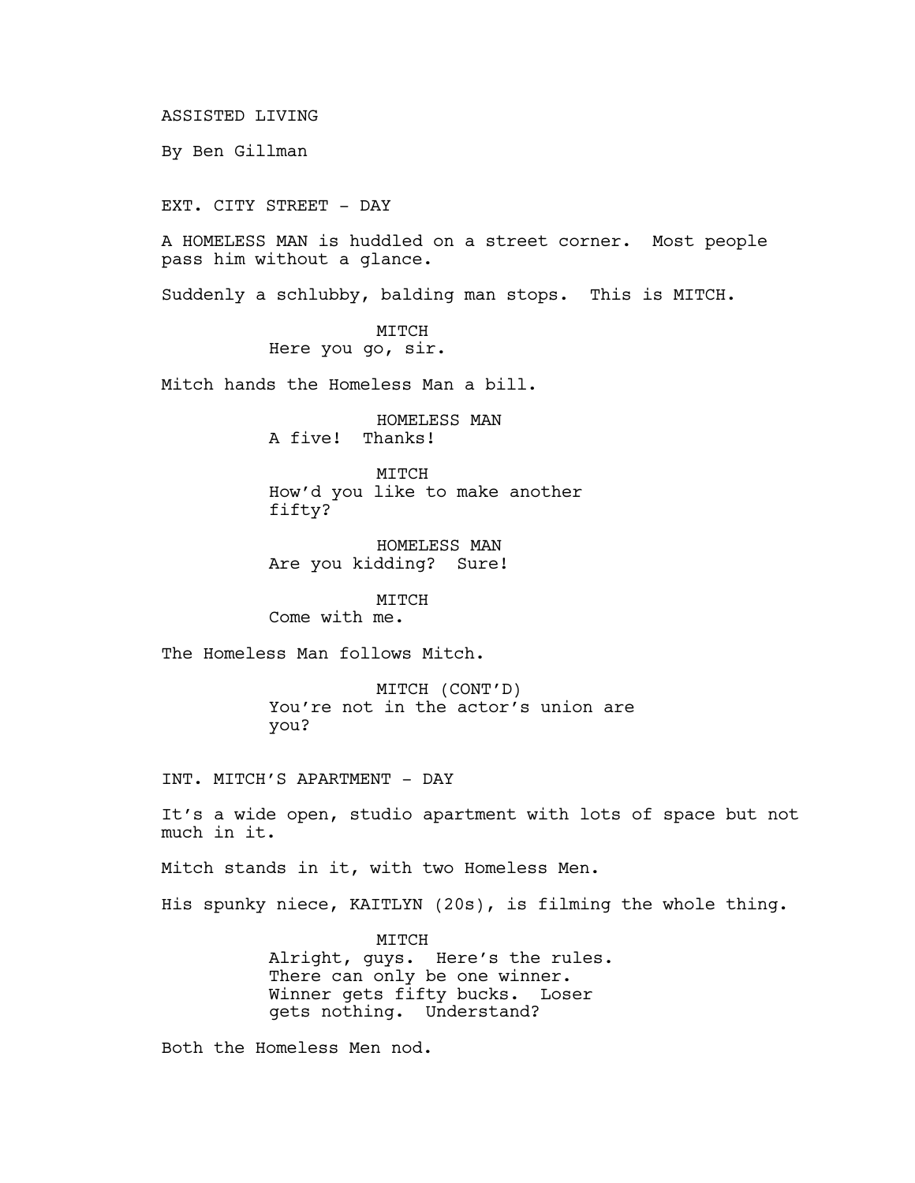ASSISTED LIVING

By Ben Gillman

EXT. CITY STREET - DAY

A HOMELESS MAN is huddled on a street corner. Most people pass him without a glance.

Suddenly a schlubby, balding man stops. This is MITCH.

MITCH
Here you go, sir.

Mitch hands the Homeless Man a bill.

HOMELESS MAN
A five! Thanks!

MITCH
How'd you like to make another fifty?

HOMELESS MAN
Are you kidding? Sure!

MITCH
Come with me.

The Homeless Man follows Mitch.

MITCH (CONT'D)
You're not in the actor's union are you?

INT. MITCH'S APARTMENT - DAY

It's a wide open, studio apartment with lots of space but not much in it.

Mitch stands in it, with two Homeless Men.

His spunky niece, KAITLYN (20s), is filming the whole thing.

MITCH
Alright, guys. Here's the rules. There can only be one winner. Winner gets fifty bucks. Loser gets nothing. Understand?

Both the Homeless Men nod.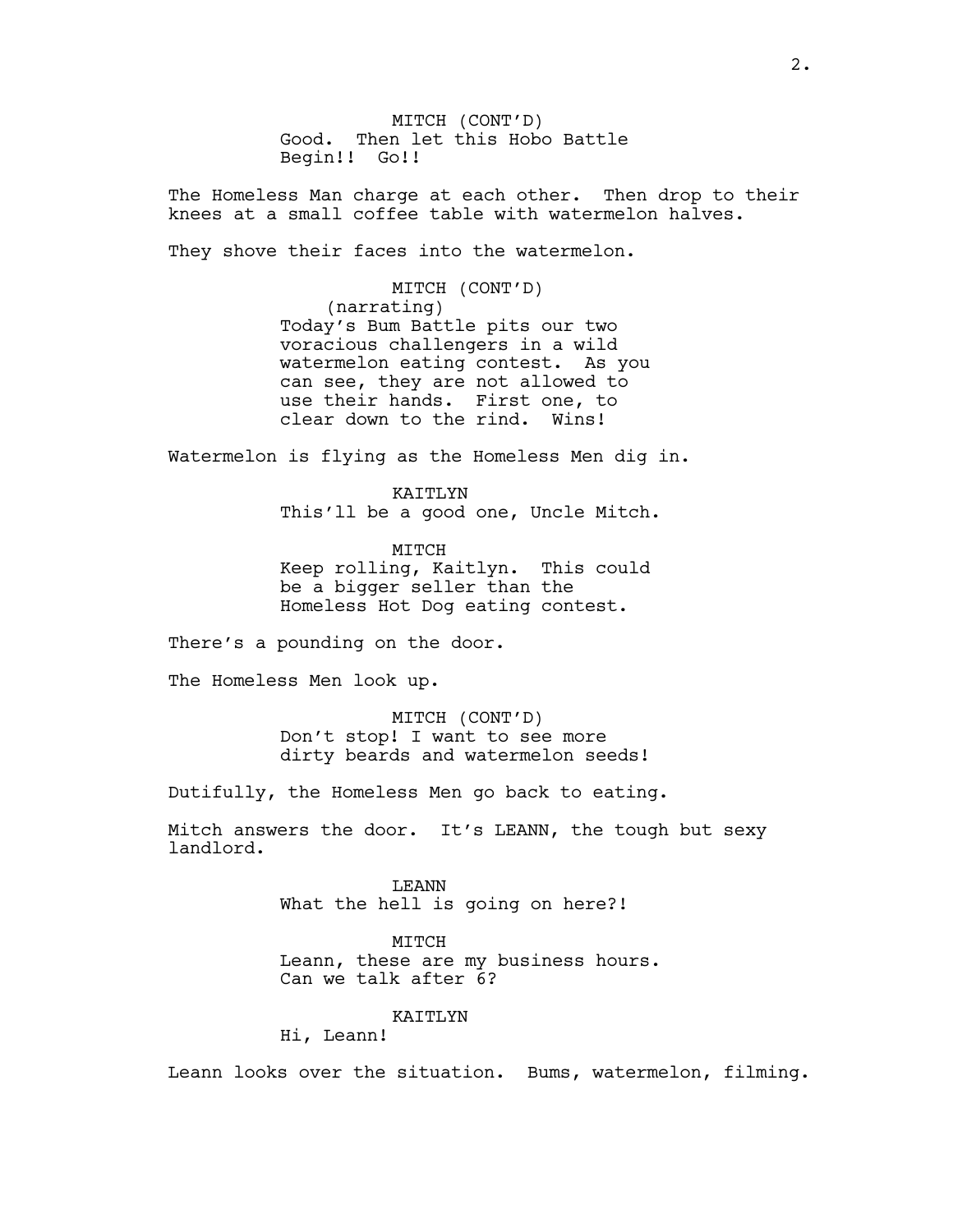MITCH (CONT'D)
Good. Then let this Hobo Battle Begin!! Go!!

The Homeless Man charge at each other. Then drop to their knees at a small coffee table with watermelon halves.

They shove their faces into the watermelon.

MITCH (CONT'D)
(narrating)
Today's Bum Battle pits our two voracious challengers in a wild watermelon eating contest. As you can see, they are not allowed to use their hands. First one, to clear down to the rind. Wins!

Watermelon is flying as the Homeless Men dig in.

KAITLYN
This'll be a good one, Uncle Mitch.

MITCH
Keep rolling, Kaitlyn. This could be a bigger seller than the Homeless Hot Dog eating contest.

There's a pounding on the door.

The Homeless Men look up.

MITCH (CONT'D)
Don't stop! I want to see more dirty beards and watermelon seeds!

Dutifully, the Homeless Men go back to eating.

Mitch answers the door. It's LEANN, the tough but sexy landlord.

LEANN
What the hell is going on here?!

MITCH
Leann, these are my business hours. Can we talk after 6?

KAITLYN
Hi, Leann!

Leann looks over the situation. Bums, watermelon, filming.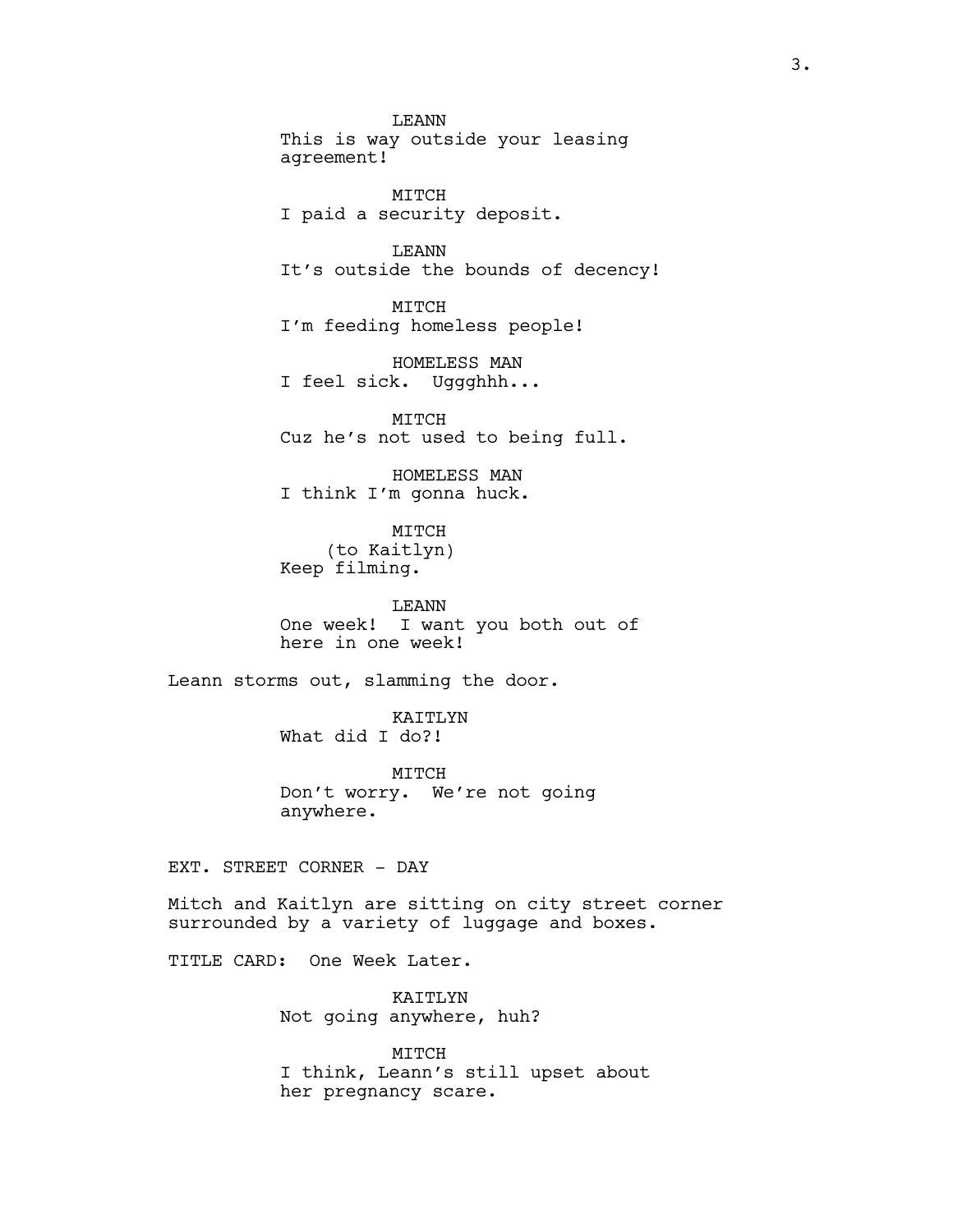LEANN
This is way outside your leasing agreement!

MITCH
I paid a security deposit.

LEANN
It's outside the bounds of decency!

MITCH
I'm feeding homeless people!

HOMELESS MAN
I feel sick. Uggghhh...

MITCH
Cuz he's not used to being full.

HOMELESS MAN
I think I'm gonna huck.

MITCH
(to Kaitlyn)
Keep filming.

LEANN
One week! I want you both out of here in one week!

Leann storms out, slamming the door.

KAITLYN
What did I do?!

MITCH
Don't worry. We're not going anywhere.

EXT. STREET CORNER - DAY

Mitch and Kaitlyn are sitting on city street corner surrounded by a variety of luggage and boxes.

TITLE CARD: One Week Later.

KAITLYN
Not going anywhere, huh?

MITCH
I think, Leann's still upset about her pregnancy scare.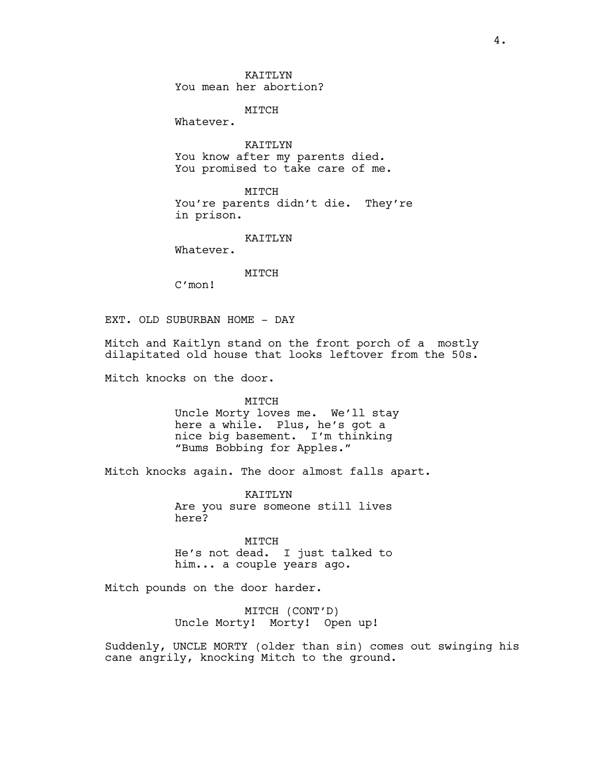KAITLYN
You mean her abortion?

MITCH
Whatever.

KAITLYN
You know after my parents died. You promised to take care of me.

MITCH
You're parents didn't die. They're in prison.

KAITLYN
Whatever.

MITCH
C'mon!

EXT. OLD SUBURBAN HOME - DAY

Mitch and Kaitlyn stand on the front porch of a mostly dilapitated old house that looks leftover from the 50s.

Mitch knocks on the door.

MITCH
Uncle Morty loves me. We'll stay here a while. Plus, he's got a nice big basement. I'm thinking "Bums Bobbing for Apples."

Mitch knocks again. The door almost falls apart.

KAITLYN
Are you sure someone still lives here?

MITCH
He's not dead. I just talked to him... a couple years ago.

Mitch pounds on the door harder.

MITCH (CONT'D)
Uncle Morty! Morty! Open up!

Suddenly, UNCLE MORTY (older than sin) comes out swinging his cane angrily, knocking Mitch to the ground.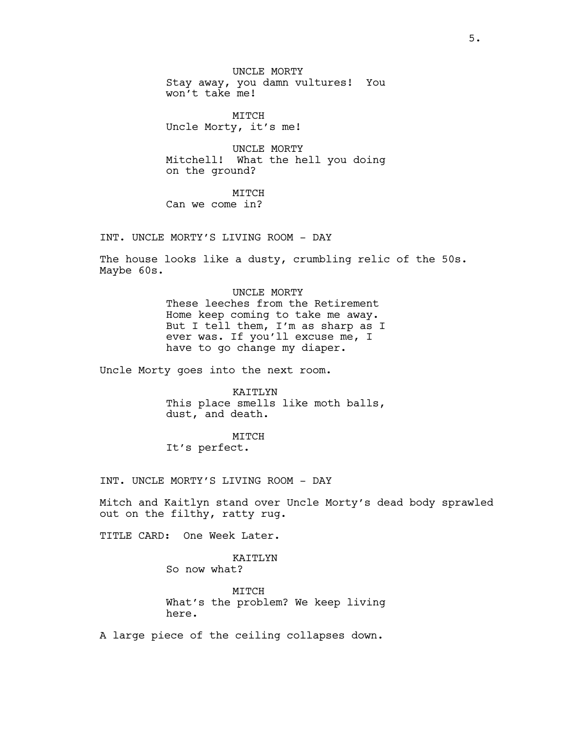UNCLE MORTY
Stay away, you damn vultures! You won't take me!

MITCH
Uncle Morty, it's me!

UNCLE MORTY
Mitchell! What the hell you doing on the ground?

MITCH
Can we come in?

INT. UNCLE MORTY'S LIVING ROOM - DAY

The house looks like a dusty, crumbling relic of the 50s. Maybe 60s.

UNCLE MORTY
These leeches from the Retirement Home keep coming to take me away. But I tell them, I'm as sharp as I ever was. If you'll excuse me, I have to go change my diaper.

Uncle Morty goes into the next room.

KAITLYN
This place smells like moth balls, dust, and death.

MITCH
It's perfect.

INT. UNCLE MORTY'S LIVING ROOM - DAY

Mitch and Kaitlyn stand over Uncle Morty's dead body sprawled out on the filthy, ratty rug.

TITLE CARD: One Week Later.

KAITLYN
So now what?

MITCH
What's the problem? We keep living here.

A large piece of the ceiling collapses down.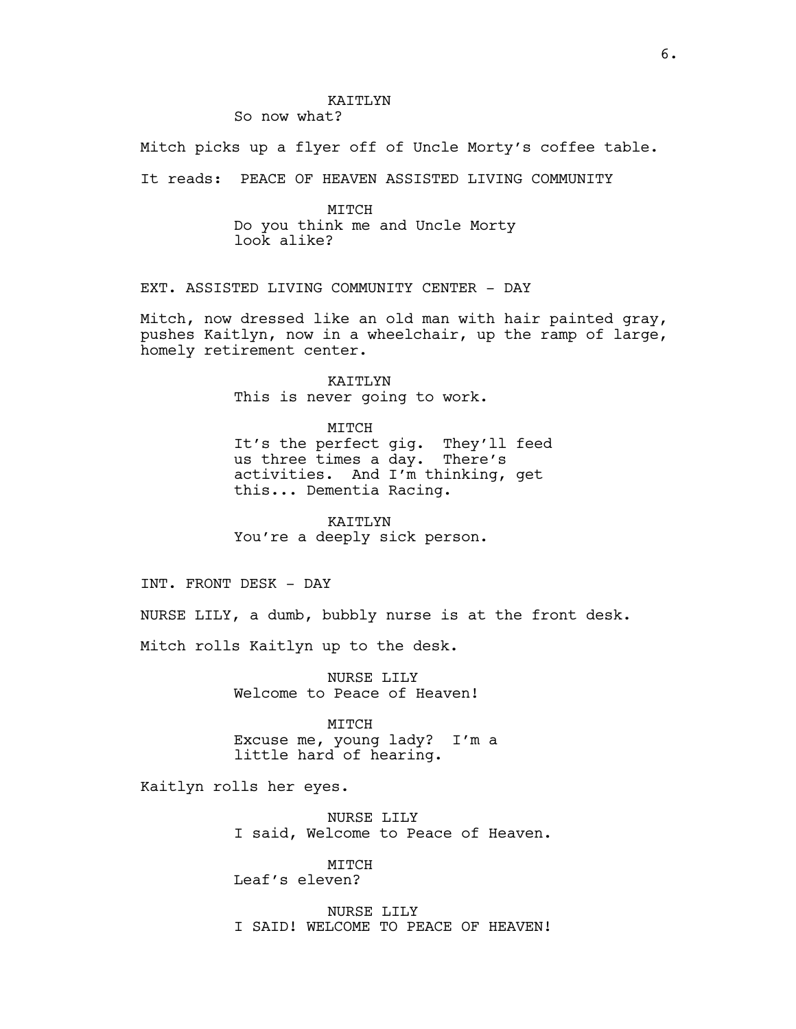KAITLYN
So now what?

Mitch picks up a flyer off of Uncle Morty's coffee table.

It reads: PEACE OF HEAVEN ASSISTED LIVING COMMUNITY

MITCH
Do you think me and Uncle Morty look alike?

EXT. ASSISTED LIVING COMMUNITY CENTER - DAY

Mitch, now dressed like an old man with hair painted gray, pushes Kaitlyn, now in a wheelchair, up the ramp of large, homely retirement center.

KAITLYN
This is never going to work.

MITCH
It's the perfect gig. They'll feed us three times a day. There's activities. And I'm thinking, get this... Dementia Racing.

KAITLYN
You're a deeply sick person.

INT. FRONT DESK - DAY

NURSE LILY, a dumb, bubbly nurse is at the front desk.

Mitch rolls Kaitlyn up to the desk.

NURSE LILY
Welcome to Peace of Heaven!

MITCH
Excuse me, young lady? I'm a little hard of hearing.

Kaitlyn rolls her eyes.

NURSE LILY
I said, Welcome to Peace of Heaven.

MITCH
Leaf's eleven?

NURSE LILY
I SAID! WELCOME TO PEACE OF HEAVEN!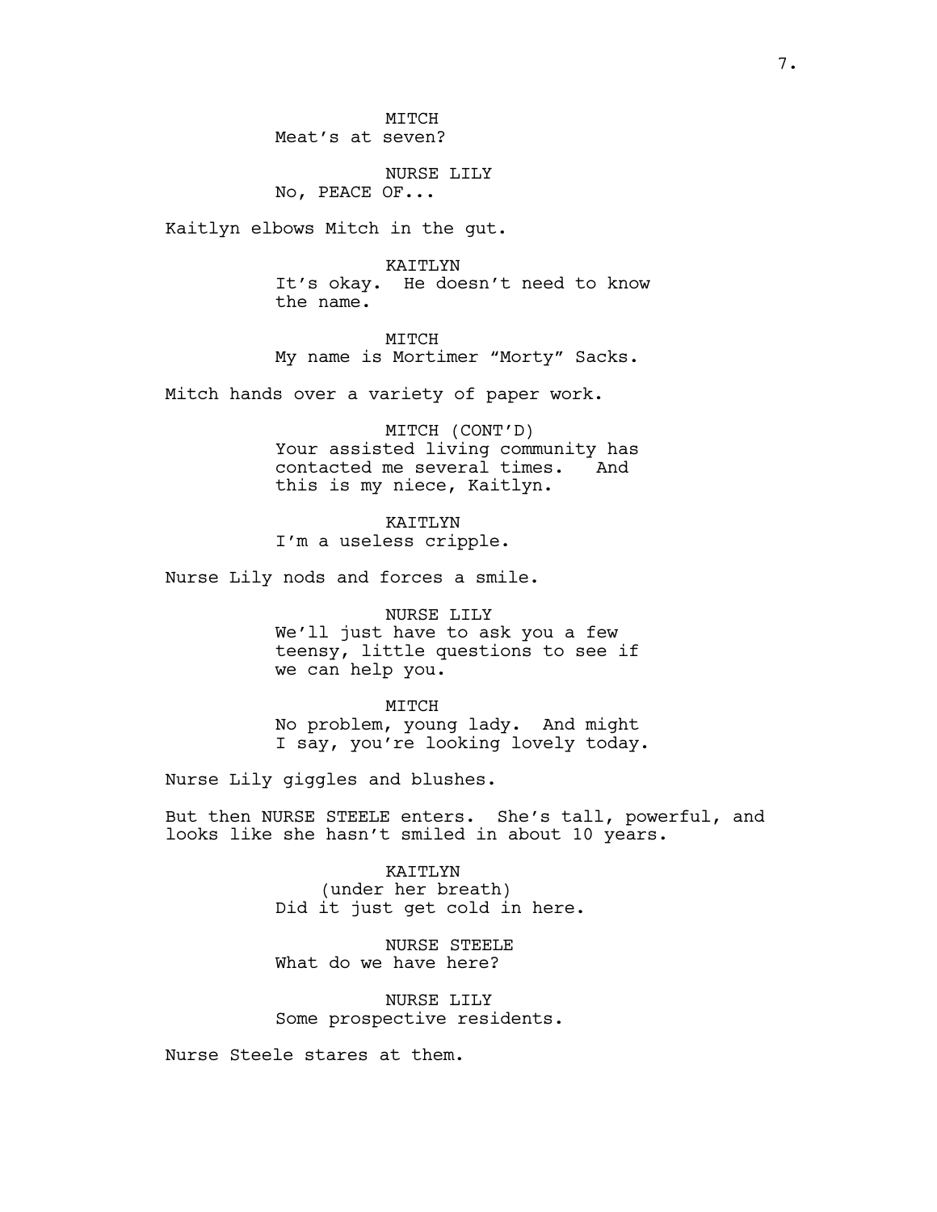MITCH
Meat's at seven?

NURSE LILY
No, PEACE OF...

Kaitlyn elbows Mitch in the gut.

KAITLYN
It's okay. He doesn't need to know the name.

MITCH
My name is Mortimer "Morty" Sacks.

Mitch hands over a variety of paper work.

MITCH (CONT'D)
Your assisted living community has contacted me several times. And this is my niece, Kaitlyn.

KAITLYN
I'm a useless cripple.

Nurse Lily nods and forces a smile.

NURSE LILY
We'll just have to ask you a few teensy, little questions to see if we can help you.

MITCH
No problem, young lady. And might I say, you're looking lovely today.

Nurse Lily giggles and blushes.

But then NURSE STEELE enters. She's tall, powerful, and looks like she hasn't smiled in about 10 years.

KAITLYN
(under her breath)
Did it just get cold in here.

NURSE STEELE
What do we have here?

NURSE LILY
Some prospective residents.

Nurse Steele stares at them.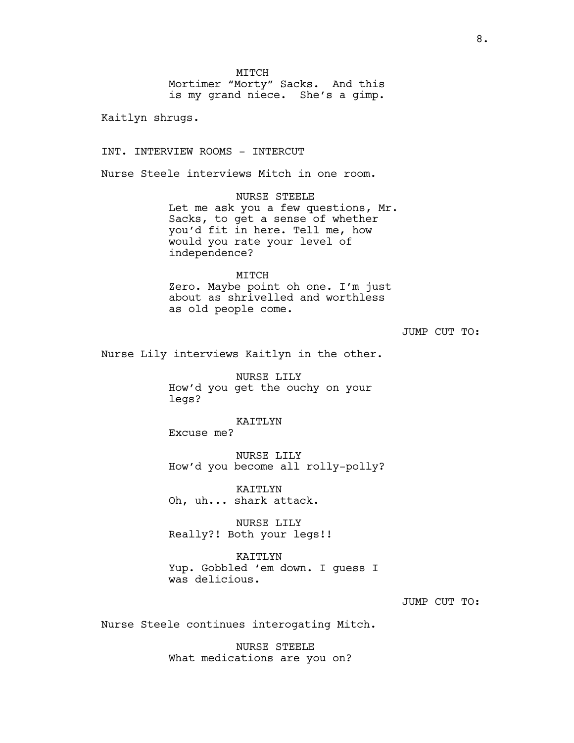MITCH
Mortimer "Morty" Sacks. And this is my grand niece. She's a gimp.

Kaitlyn shrugs.

INT. INTERVIEW ROOMS - INTERCUT

Nurse Steele interviews Mitch in one room.

NURSE STEELE
Let me ask you a few questions, Mr. Sacks, to get a sense of whether you'd fit in here. Tell me, how would you rate your level of independence?

MITCH
Zero. Maybe point oh one. I'm just about as shrivelled and worthless as old people come.

JUMP CUT TO:

Nurse Lily interviews Kaitlyn in the other.

NURSE LILY
How'd you get the ouchy on your legs?

KAITLYN
Excuse me?

NURSE LILY
How'd you become all rolly-polly?

KAITLYN
Oh, uh... shark attack.

NURSE LILY
Really?! Both your legs!!

KAITLYN
Yup. Gobbled 'em down. I guess I was delicious.

JUMP CUT TO:

Nurse Steele continues interogating Mitch.

NURSE STEELE
What medications are you on?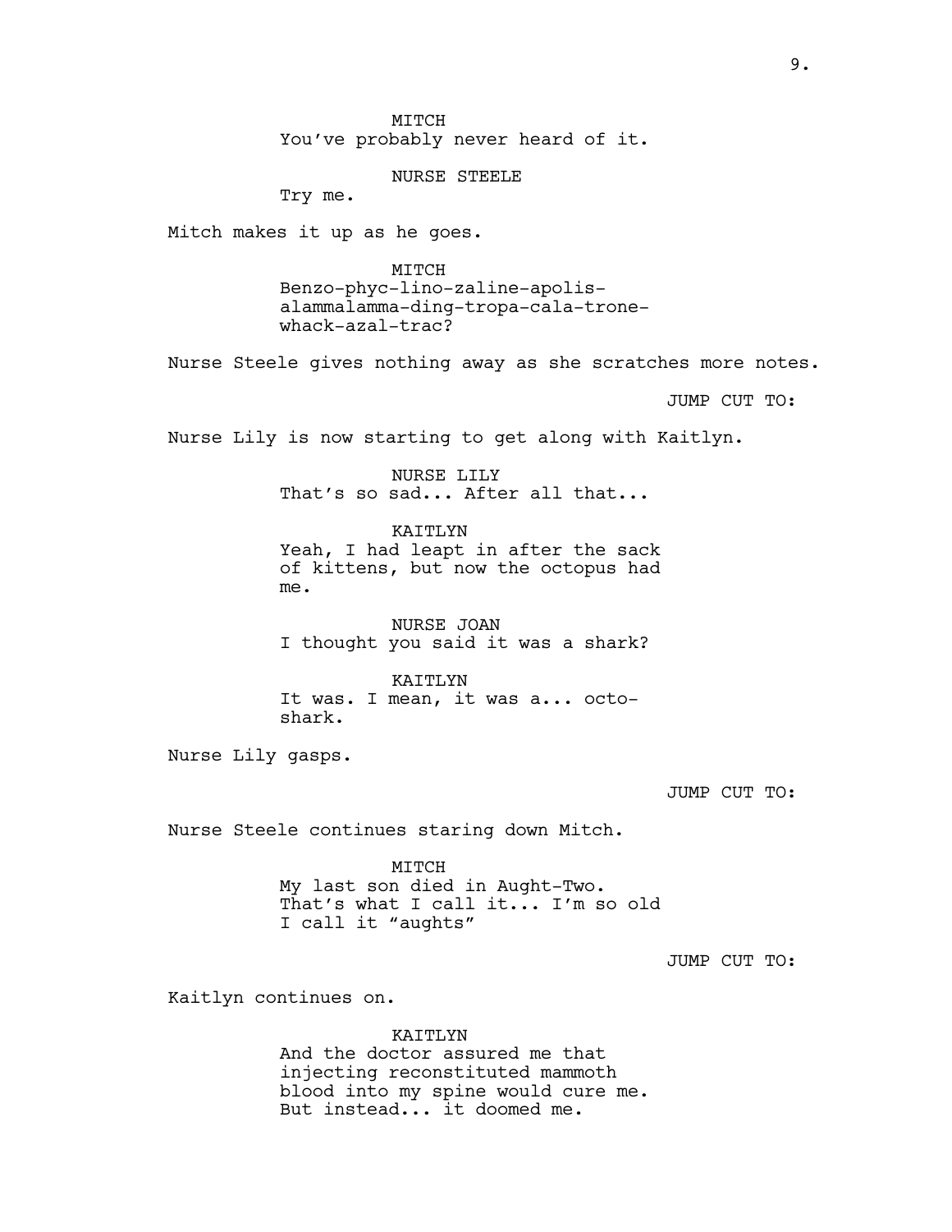MITCH
You've probably never heard of it.

NURSE STEELE
Try me.

Mitch makes it up as he goes.

MITCH
Benzo-phyc-lino-zaline-apolis-alammalamma-ding-tropa-cala-trone-whack-azal-trac?

Nurse Steele gives nothing away as she scratches more notes.

JUMP CUT TO:

Nurse Lily is now starting to get along with Kaitlyn.

NURSE LILY
That's so sad... After all that...

KAITLYN
Yeah, I had leapt in after the sack of kittens, but now the octopus had me.

NURSE JOAN
I thought you said it was a shark?

KAITLYN
It was. I mean, it was a... octo-shark.

Nurse Lily gasps.

JUMP CUT TO:

Nurse Steele continues staring down Mitch.

MITCH
My last son died in Aught-Two. That's what I call it... I'm so old I call it "aughts"

JUMP CUT TO:

Kaitlyn continues on.

KAITLYN
And the doctor assured me that injecting reconstituted mammoth blood into my spine would cure me. But instead... it doomed me.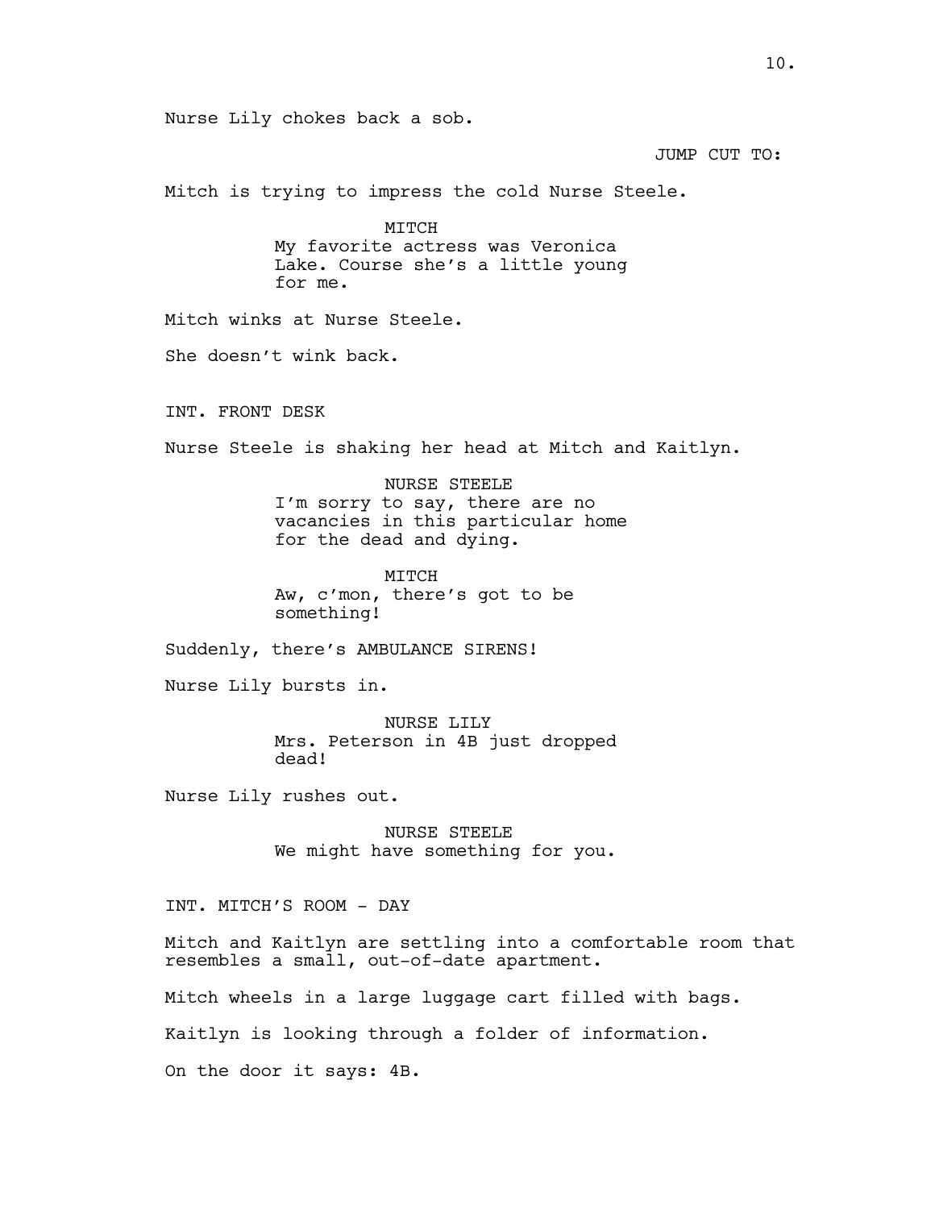Nurse Lily chokes back a sob.

JUMP CUT TO:

Mitch is trying to impress the cold Nurse Steele.

MITCH
My favorite actress was Veronica Lake. Course she's a little young for me.

Mitch winks at Nurse Steele.

She doesn't wink back.

INT. FRONT DESK

Nurse Steele is shaking her head at Mitch and Kaitlyn.

NURSE STEELE
I'm sorry to say, there are no vacancies in this particular home for the dead and dying.

MITCH
Aw, c'mon, there's got to be something!

Suddenly, there's AMBULANCE SIRENS!

Nurse Lily bursts in.

NURSE LILY
Mrs. Peterson in 4B just dropped dead!

Nurse Lily rushes out.

NURSE STEELE
We might have something for you.

INT. MITCH'S ROOM - DAY

Mitch and Kaitlyn are settling into a comfortable room that resembles a small, out-of-date apartment.

Mitch wheels in a large luggage cart filled with bags.

Kaitlyn is looking through a folder of information.

On the door it says: 4B.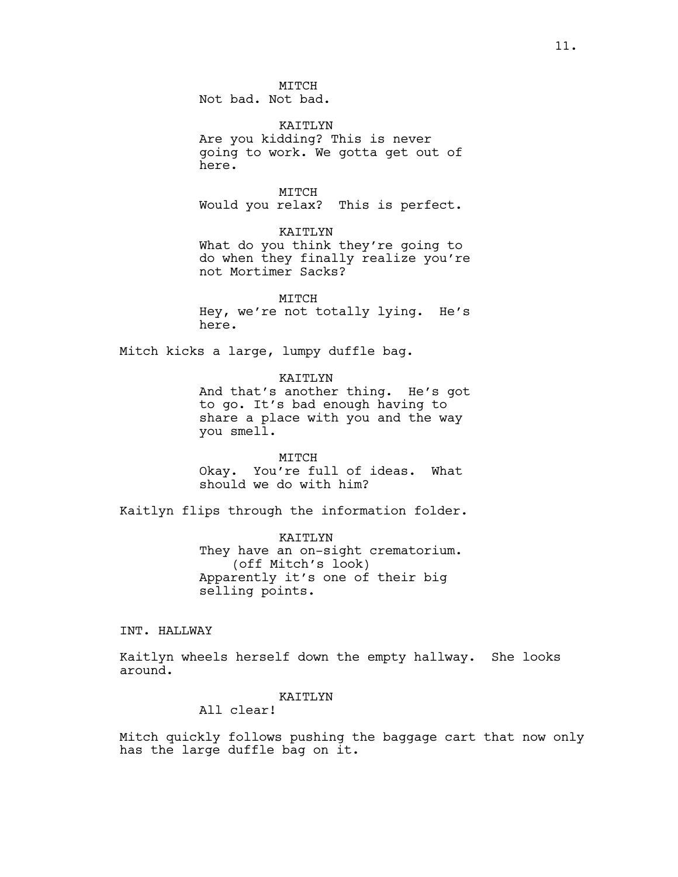MITCH
Not bad. Not bad.

KAITLYN
Are you kidding? This is never going to work. We gotta get out of here.

MITCH
Would you relax? This is perfect.

KAITLYN
What do you think they're going to do when they finally realize you're not Mortimer Sacks?

MITCH
Hey, we're not totally lying. He's here.

Mitch kicks a large, lumpy duffle bag.

KAITLYN
And that's another thing. He's got to go. It's bad enough having to share a place with you and the way you smell.

MITCH
Okay. You're full of ideas. What should we do with him?

Kaitlyn flips through the information folder.

KAITLYN
They have an on-sight crematorium.
(off Mitch's look)
Apparently it's one of their big selling points.

INT. HALLWAY

Kaitlyn wheels herself down the empty hallway. She looks around.

KAITLYN
All clear!

Mitch quickly follows pushing the baggage cart that now only has the large duffle bag on it.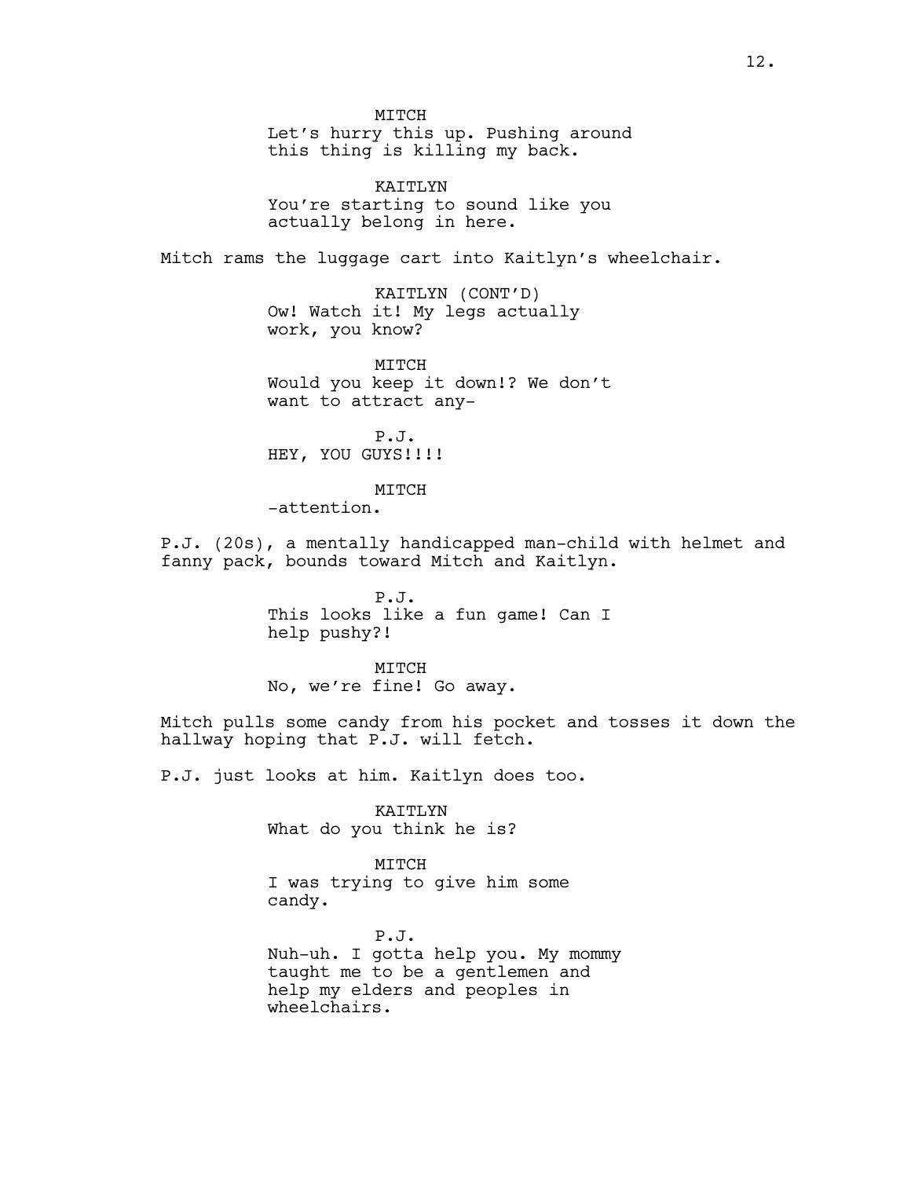MITCH

Let's hurry this up. Pushing around this thing is killing my back.

KAITLYN

You're starting to sound like you actually belong in here.

Mitch rams the luggage cart into Kaitlyn's wheelchair.

KAITLYN (CONT'D)

Ow! Watch it! My legs actually work, you know?

MITCH

Would you keep it down!? We don't want to attract any-

P.J.

HEY, YOU GUYS!!!!

MITCH

-attention.

P.J. (20s), a mentally handicapped man-child with helmet and fanny pack, bounds toward Mitch and Kaitlyn.

P.J.

This looks like a fun game! Can I help pushy?!

MITCH

No, we're fine! Go away.

Mitch pulls some candy from his pocket and tosses it down the hallway hoping that P.J. will fetch.

P.J. just looks at him. Kaitlyn does too.

KAITLYN

What do you think he is?

MITCH

I was trying to give him some candy.

P.J.

Nuh-uh. I gotta help you. My mommy taught me to be a gentlemen and help my elders and peoples in wheelchairs.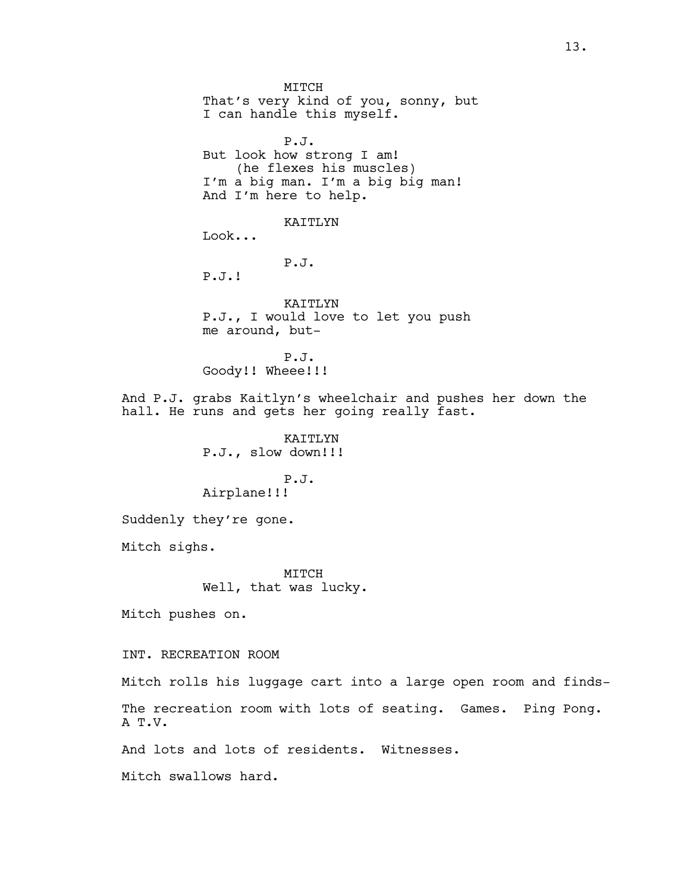MITCH
That's very kind of you, sonny, but I can handle this myself.

P.J.
But look how strong I am!
(he flexes his muscles)
I'm a big man. I'm a big big man! And I'm here to help.

KAITLYN
Look...

P.J.
P.J.!

KAITLYN
P.J., I would love to let you push me around, but-

P.J.
Goody!! Wheee!!!

And P.J. grabs Kaitlyn's wheelchair and pushes her down the hall. He runs and gets her going really fast.

KAITLYN
P.J., slow down!!!

P.J.
Airplane!!!

Suddenly they're gone.

Mitch sighs.

MITCH
Well, that was lucky.

Mitch pushes on.

INT. RECREATION ROOM

Mitch rolls his luggage cart into a large open room and finds-

The recreation room with lots of seating. Games. Ping Pong. A T.V.

And lots and lots of residents. Witnesses.

Mitch swallows hard.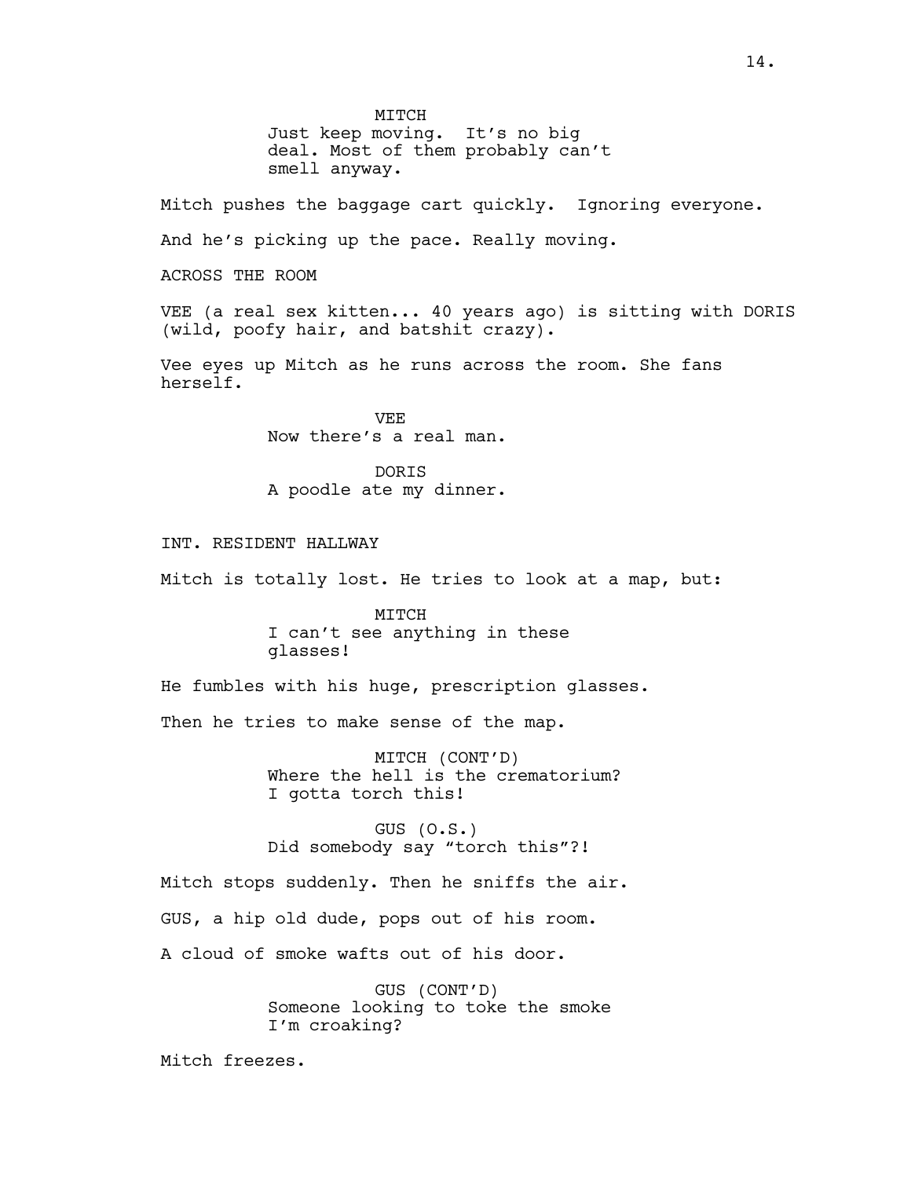MITCH
Just keep moving.  It's no big deal. Most of them probably can't smell anyway.

Mitch pushes the baggage cart quickly.  Ignoring everyone.

And he's picking up the pace. Really moving.

ACROSS THE ROOM

VEE (a real sex kitten... 40 years ago) is sitting with DORIS (wild, poofy hair, and batshit crazy).

Vee eyes up Mitch as he runs across the room. She fans herself.

VEE
Now there's a real man.

DORIS
A poodle ate my dinner.

INT. RESIDENT HALLWAY

Mitch is totally lost. He tries to look at a map, but:

MITCH
I can't see anything in these glasses!

He fumbles with his huge, prescription glasses.

Then he tries to make sense of the map.

MITCH (CONT'D)
Where the hell is the crematorium? I gotta torch this!

GUS (O.S.)
Did somebody say "torch this"?!

Mitch stops suddenly. Then he sniffs the air.

GUS, a hip old dude, pops out of his room.

A cloud of smoke wafts out of his door.

GUS (CONT'D)
Someone looking to toke the smoke I'm croaking?

Mitch freezes.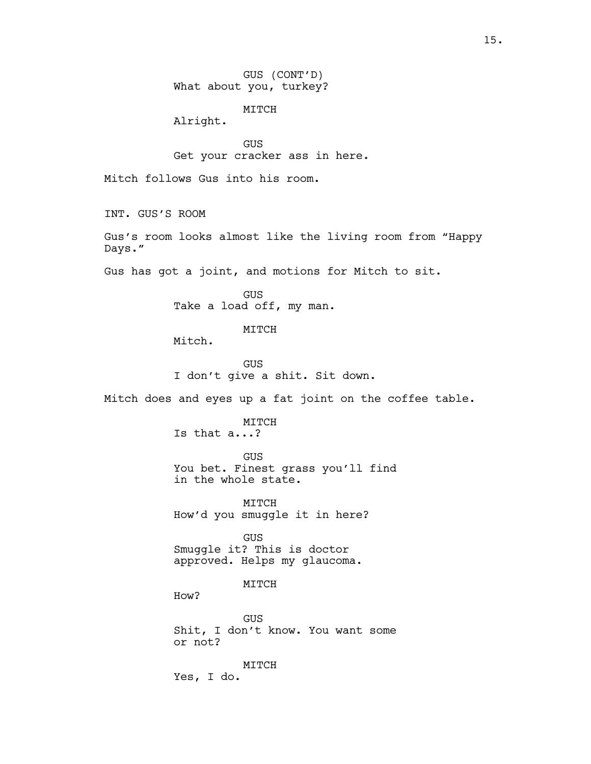GUS (CONT'D)
What about you, turkey?

MITCH
Alright.

GUS
Get your cracker ass in here.

Mitch follows Gus into his room.

INT. GUS'S ROOM

Gus's room looks almost like the living room from "Happy Days."

Gus has got a joint, and motions for Mitch to sit.

GUS
Take a load off, my man.

MITCH
Mitch.

GUS
I don't give a shit. Sit down.

Mitch does and eyes up a fat joint on the coffee table.

MITCH
Is that a...?

GUS
You bet. Finest grass you'll find in the whole state.

MITCH
How'd you smuggle it in here?

GUS
Smuggle it? This is doctor approved. Helps my glaucoma.

MITCH
How?

GUS
Shit, I don't know. You want some or not?

MITCH
Yes, I do.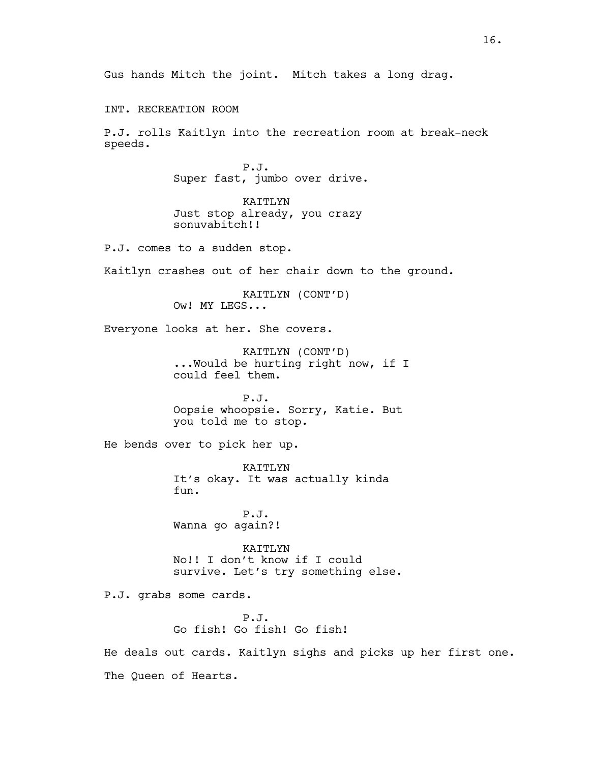Gus hands Mitch the joint. Mitch takes a long drag.

INT. RECREATION ROOM

P.J. rolls Kaitlyn into the recreation room at break-neck speeds.

P.J.
Super fast, jumbo over drive.

KAITLYN
Just stop already, you crazy sonuvabitch!!

P.J. comes to a sudden stop.

Kaitlyn crashes out of her chair down to the ground.

KAITLYN (CONT'D)
Ow! MY LEGS...

Everyone looks at her. She covers.

KAITLYN (CONT'D)
...Would be hurting right now, if I could feel them.

P.J.
Oopsie whoopsie. Sorry, Katie. But you told me to stop.

He bends over to pick her up.

KAITLYN
It's okay. It was actually kinda fun.

P.J.
Wanna go again?!

KAITLYN
No!! I don't know if I could survive. Let's try something else.

P.J. grabs some cards.

P.J.
Go fish! Go fish! Go fish!

He deals out cards. Kaitlyn sighs and picks up her first one.

The Queen of Hearts.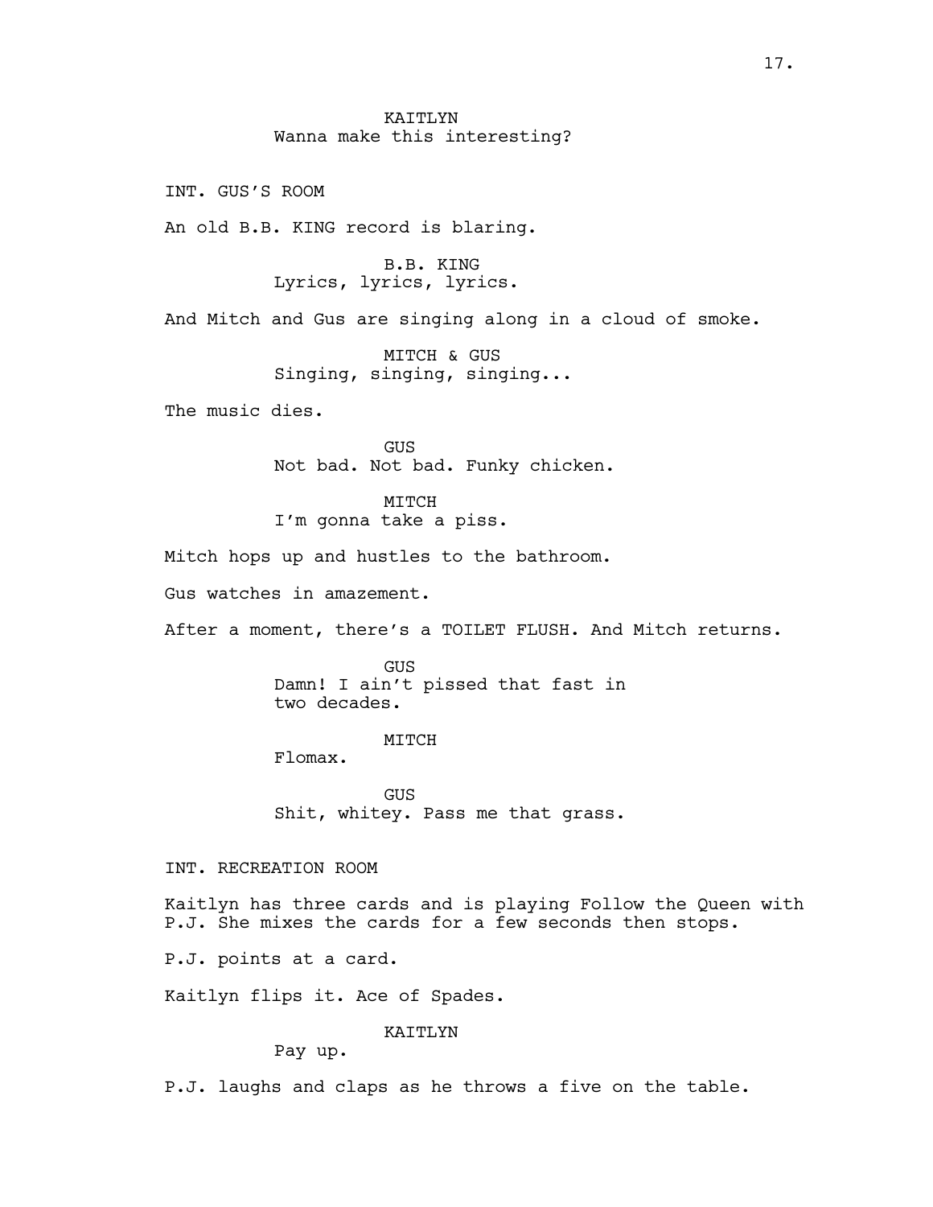KAITLYN
Wanna make this interesting?

INT. GUS'S ROOM

An old B.B. KING record is blaring.

B.B. KING
Lyrics, lyrics, lyrics.

And Mitch and Gus are singing along in a cloud of smoke.

MITCH & GUS
Singing, singing, singing...

The music dies.

GUS
Not bad. Not bad. Funky chicken.

MITCH
I'm gonna take a piss.

Mitch hops up and hustles to the bathroom.

Gus watches in amazement.

After a moment, there's a TOILET FLUSH. And Mitch returns.

GUS
Damn! I ain't pissed that fast in two decades.

MITCH
Flomax.

GUS
Shit, whitey. Pass me that grass.

INT. RECREATION ROOM

Kaitlyn has three cards and is playing Follow the Queen with P.J. She mixes the cards for a few seconds then stops.

P.J. points at a card.

Kaitlyn flips it. Ace of Spades.

KAITLYN
Pay up.

P.J. laughs and claps as he throws a five on the table.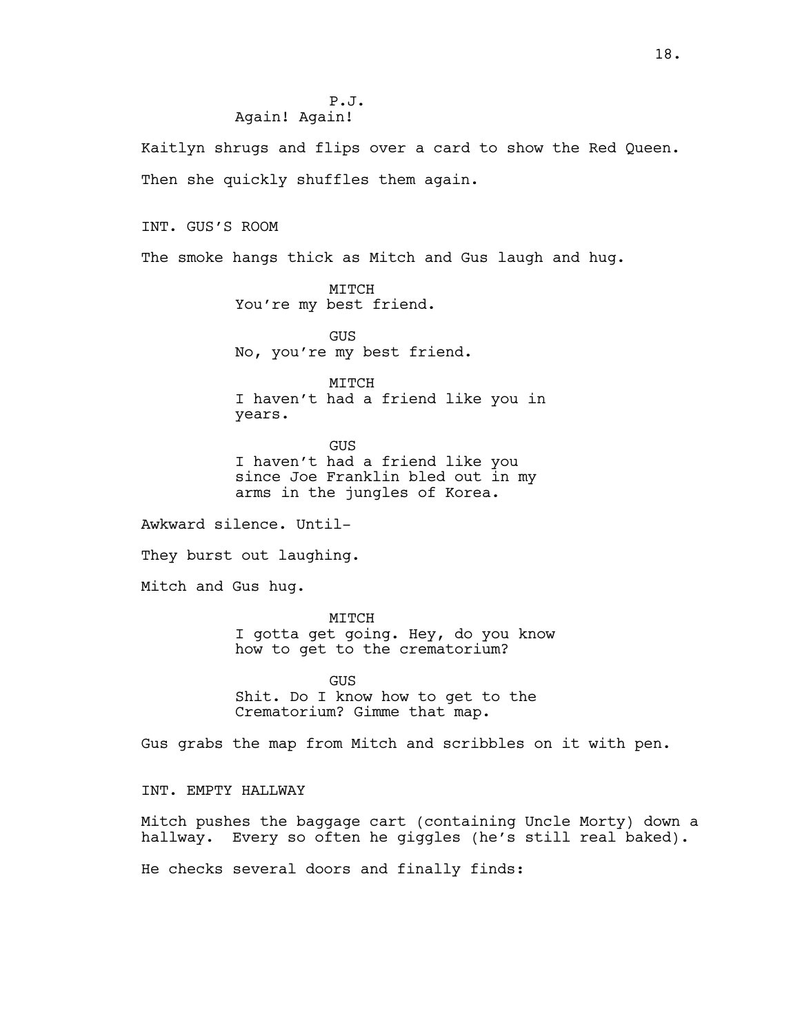P.J.
Again! Again!

Kaitlyn shrugs and flips over a card to show the Red Queen.

Then she quickly shuffles them again.

INT. GUS'S ROOM

The smoke hangs thick as Mitch and Gus laugh and hug.

MITCH
You're my best friend.

GUS
No, you're my best friend.

MITCH
I haven't had a friend like you in years.

GUS
I haven't had a friend like you since Joe Franklin bled out in my arms in the jungles of Korea.

Awkward silence. Until-

They burst out laughing.

Mitch and Gus hug.

MITCH
I gotta get going. Hey, do you know how to get to the crematorium?

GUS
Shit. Do I know how to get to the Crematorium? Gimme that map.

Gus grabs the map from Mitch and scribbles on it with pen.

INT. EMPTY HALLWAY

Mitch pushes the baggage cart (containing Uncle Morty) down a hallway. Every so often he giggles (he's still real baked).

He checks several doors and finally finds: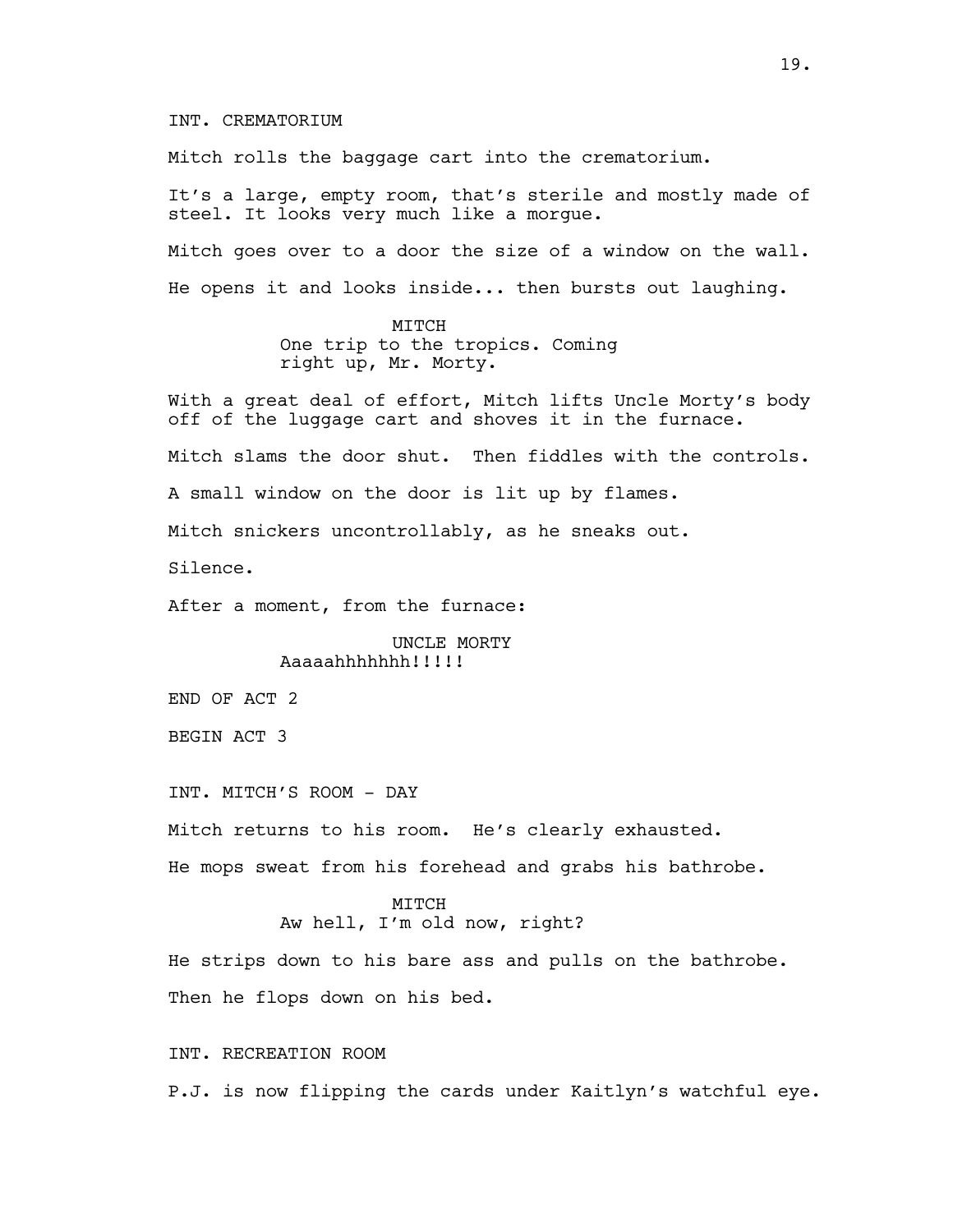INT. CREMATORIUM

Mitch rolls the baggage cart into the crematorium.

It's a large, empty room, that's sterile and mostly made of steel. It looks very much like a morgue.

Mitch goes over to a door the size of a window on the wall.

He opens it and looks inside... then bursts out laughing.

MITCH
One trip to the tropics. Coming right up, Mr. Morty.

With a great deal of effort, Mitch lifts Uncle Morty's body off of the luggage cart and shoves it in the furnace.

Mitch slams the door shut.  Then fiddles with the controls.

A small window on the door is lit up by flames.

Mitch snickers uncontrollably, as he sneaks out.

Silence.

After a moment, from the furnace:

UNCLE MORTY
Aaaaahhhhhhh!!!!!

END OF ACT 2

BEGIN ACT 3

INT. MITCH'S ROOM - DAY

Mitch returns to his room.  He's clearly exhausted.

He mops sweat from his forehead and grabs his bathrobe.

MITCH
Aw hell, I'm old now, right?

He strips down to his bare ass and pulls on the bathrobe.

Then he flops down on his bed.

INT. RECREATION ROOM

P.J. is now flipping the cards under Kaitlyn's watchful eye.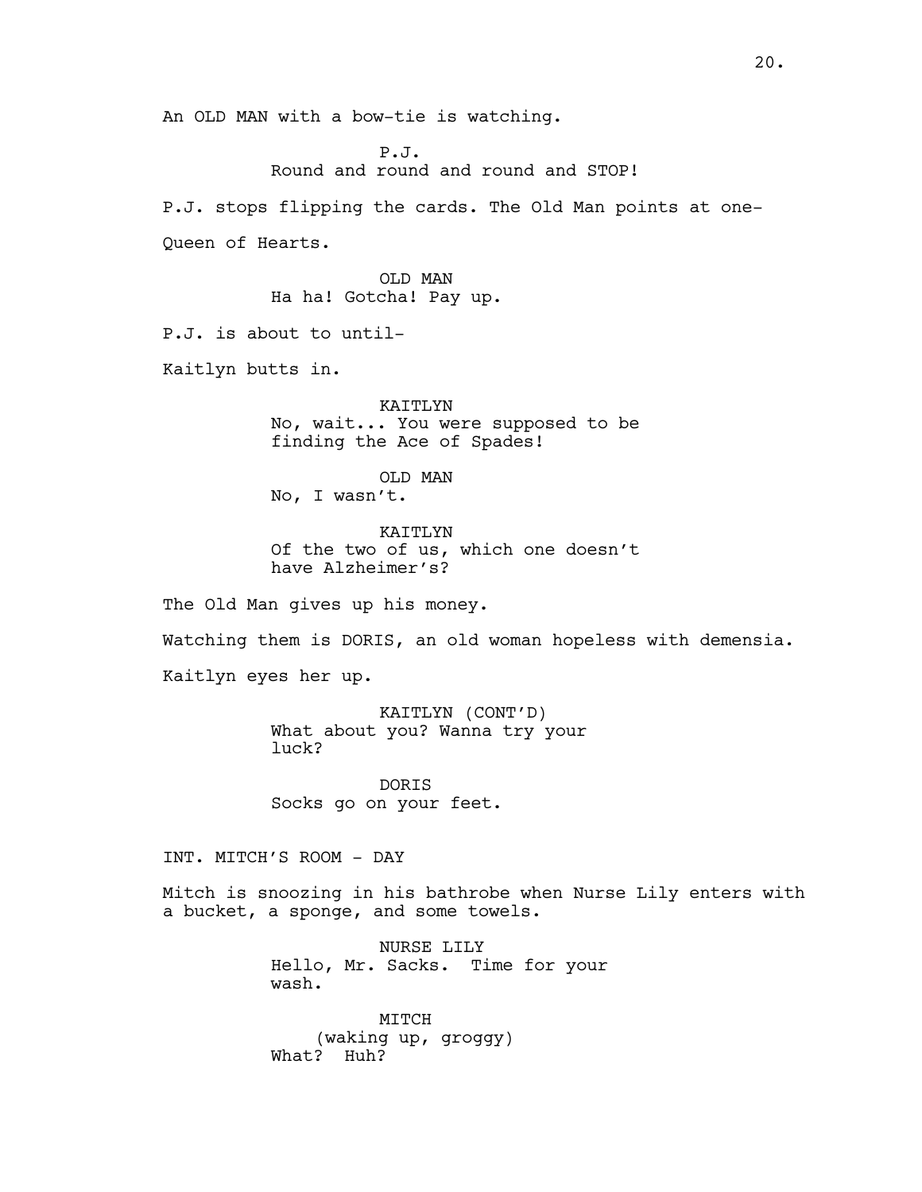An OLD MAN with a bow-tie is watching.

P.J.
Round and round and round and STOP!

P.J. stops flipping the cards. The Old Man points at one-

Queen of Hearts.

OLD MAN
Ha ha! Gotcha! Pay up.

P.J. is about to until-

Kaitlyn butts in.

KAITLYN
No, wait... You were supposed to be finding the Ace of Spades!

OLD MAN
No, I wasn't.

KAITLYN
Of the two of us, which one doesn't have Alzheimer's?

The Old Man gives up his money.

Watching them is DORIS, an old woman hopeless with demensia.

Kaitlyn eyes her up.

KAITLYN (CONT'D)
What about you? Wanna try your luck?

DORIS
Socks go on your feet.

INT. MITCH'S ROOM - DAY

Mitch is snoozing in his bathrobe when Nurse Lily enters with a bucket, a sponge, and some towels.

NURSE LILY
Hello, Mr. Sacks. Time for your wash.

MITCH
(waking up, groggy)
What? Huh?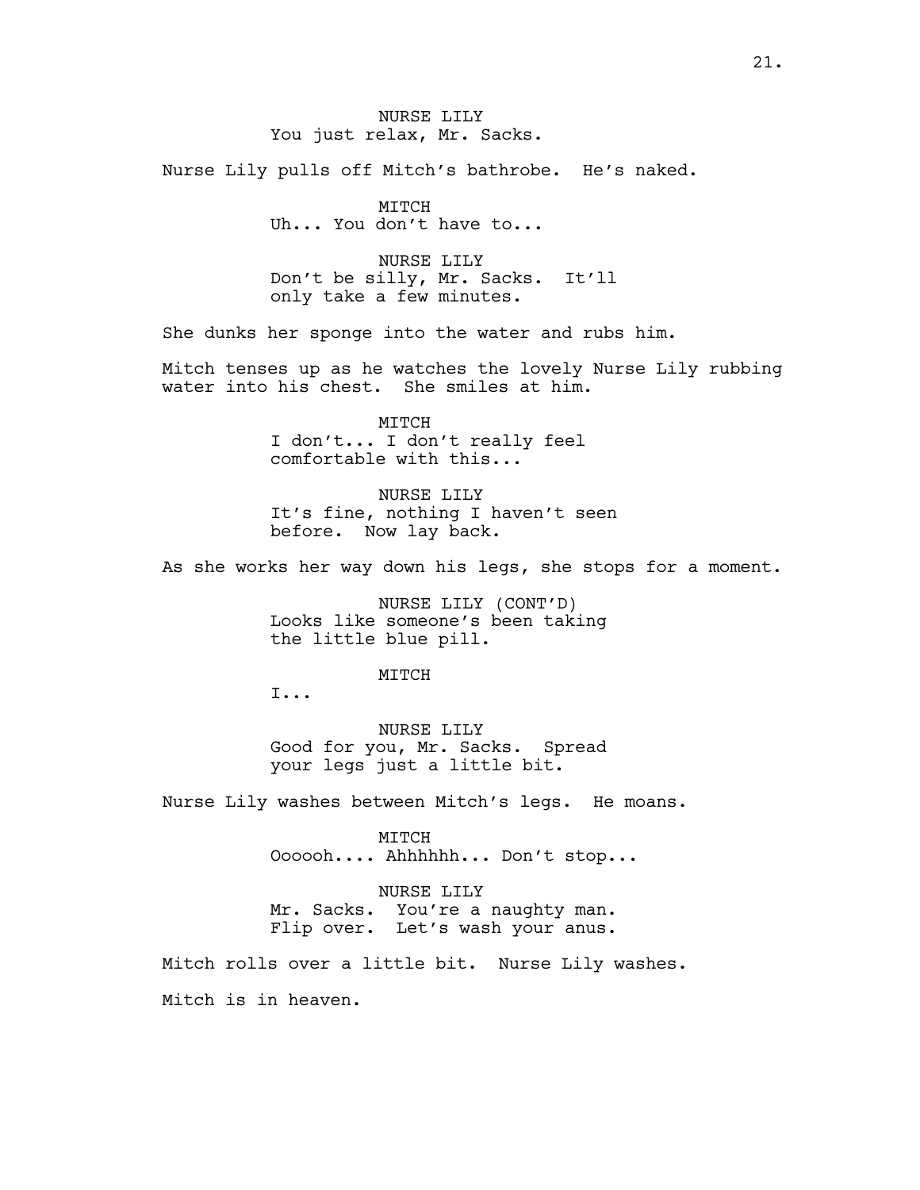NURSE LILY
You just relax, Mr. Sacks.

Nurse Lily pulls off Mitch's bathrobe. He's naked.

MITCH
Uh... You don't have to...

NURSE LILY
Don't be silly, Mr. Sacks. It'll only take a few minutes.

She dunks her sponge into the water and rubs him.

Mitch tenses up as he watches the lovely Nurse Lily rubbing water into his chest. She smiles at him.

MITCH
I don't... I don't really feel comfortable with this...

NURSE LILY
It's fine, nothing I haven't seen before. Now lay back.

As she works her way down his legs, she stops for a moment.

NURSE LILY (CONT'D)
Looks like someone's been taking the little blue pill.

MITCH
I...

NURSE LILY
Good for you, Mr. Sacks. Spread your legs just a little bit.

Nurse Lily washes between Mitch's legs. He moans.

MITCH
Oooooh.... Ahhhhhh... Don't stop...

NURSE LILY
Mr. Sacks. You're a naughty man. Flip over. Let's wash your anus.

Mitch rolls over a little bit. Nurse Lily washes.

Mitch is in heaven.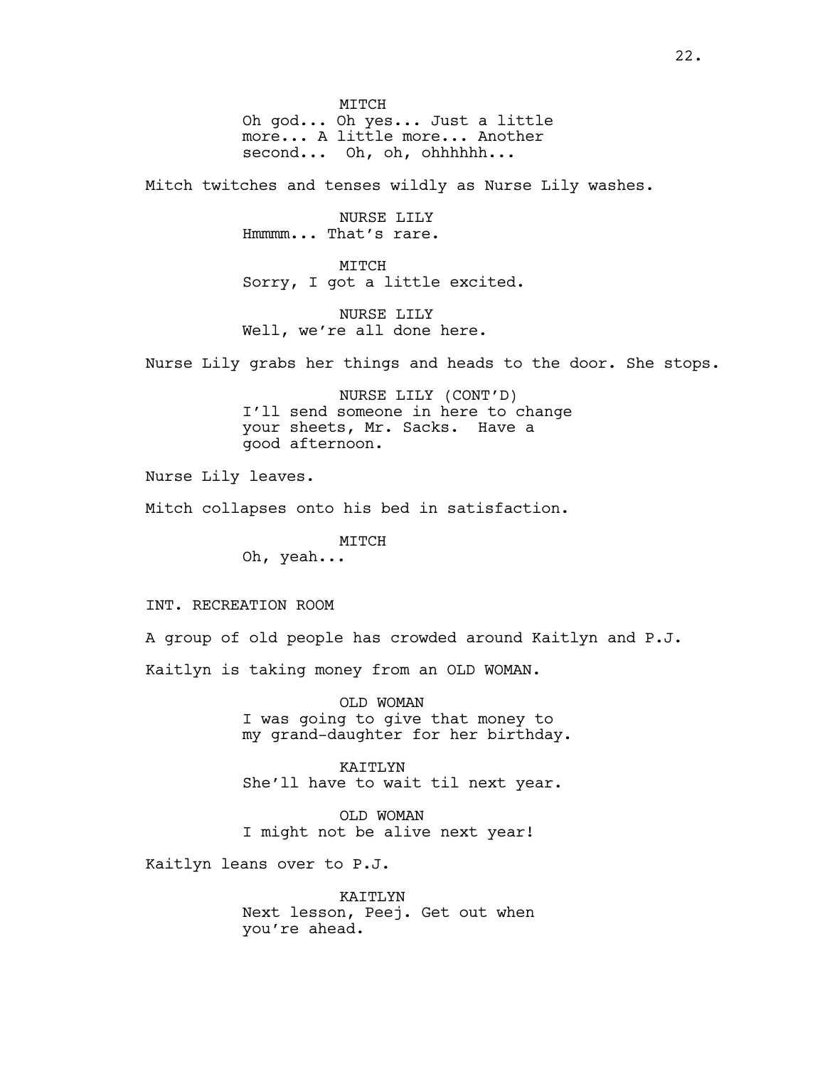MITCH
Oh god... Oh yes... Just a little more... A little more... Another second... Oh, oh, ohhhhhh...

Mitch twitches and tenses wildly as Nurse Lily washes.

NURSE LILY
Hmmmm... That's rare.

MITCH
Sorry, I got a little excited.

NURSE LILY
Well, we're all done here.

Nurse Lily grabs her things and heads to the door. She stops.

NURSE LILY (CONT'D)
I'll send someone in here to change your sheets, Mr. Sacks. Have a good afternoon.

Nurse Lily leaves.

Mitch collapses onto his bed in satisfaction.

MITCH
Oh, yeah...

INT. RECREATION ROOM

A group of old people has crowded around Kaitlyn and P.J.

Kaitlyn is taking money from an OLD WOMAN.

OLD WOMAN
I was going to give that money to my grand-daughter for her birthday.

KAITLYN
She'll have to wait til next year.

OLD WOMAN
I might not be alive next year!

Kaitlyn leans over to P.J.

KAITLYN
Next lesson, Peej. Get out when you're ahead.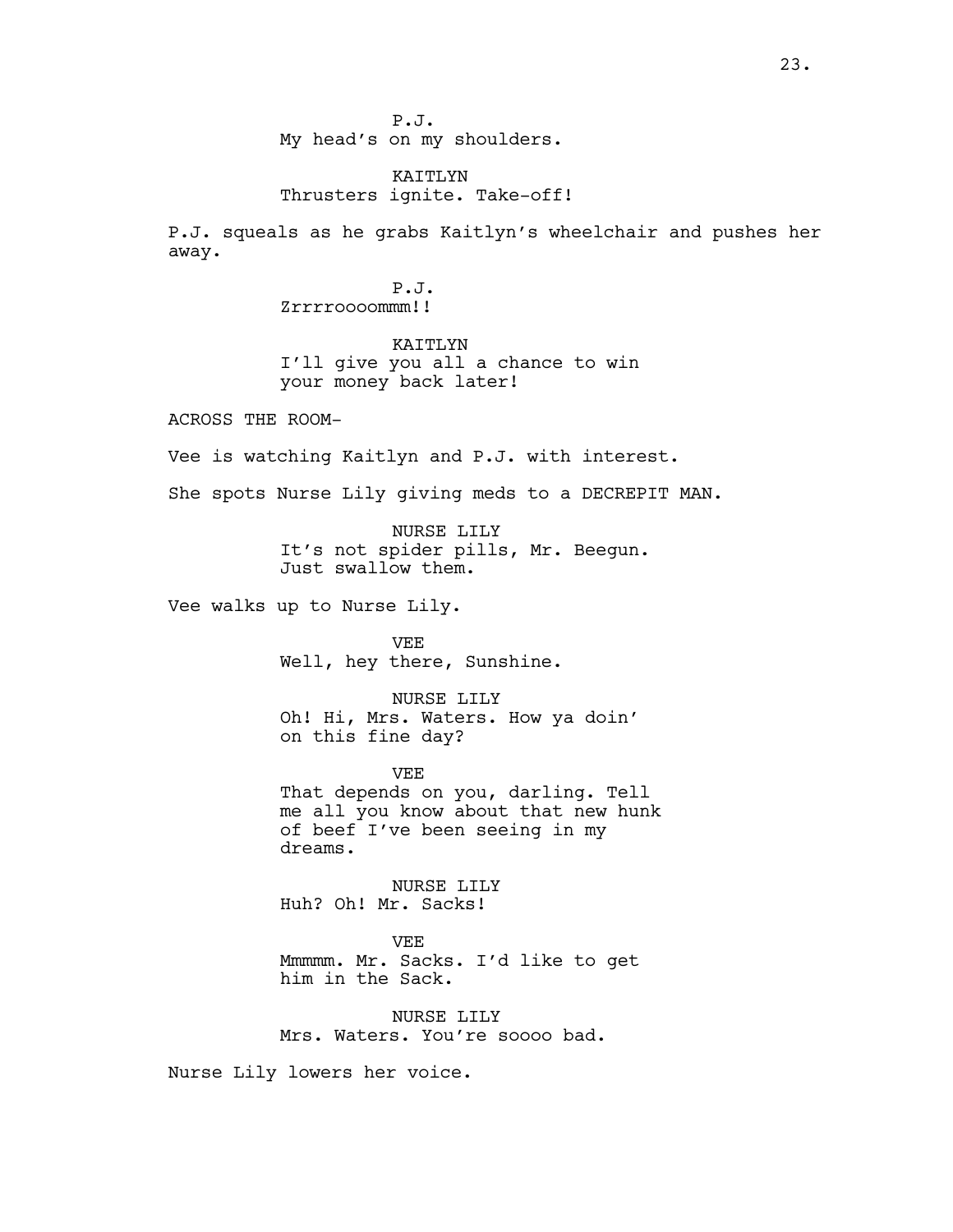P.J.
My head's on my shoulders.

KAITLYN
Thrusters ignite. Take-off!

P.J. squeals as he grabs Kaitlyn's wheelchair and pushes her away.

P.J.
Zrrrroooommm!!

KAITLYN
I'll give you all a chance to win your money back later!

ACROSS THE ROOM-

Vee is watching Kaitlyn and P.J. with interest.

She spots Nurse Lily giving meds to a DECREPIT MAN.

NURSE LILY
It's not spider pills, Mr. Beegun. Just swallow them.

Vee walks up to Nurse Lily.

VEE
Well, hey there, Sunshine.

NURSE LILY
Oh! Hi, Mrs. Waters. How ya doin' on this fine day?

VEE
That depends on you, darling. Tell me all you know about that new hunk of beef I've been seeing in my dreams.

NURSE LILY
Huh? Oh! Mr. Sacks!

VEE
Mmmmm. Mr. Sacks. I'd like to get him in the Sack.

NURSE LILY
Mrs. Waters. You're soooo bad.

Nurse Lily lowers her voice.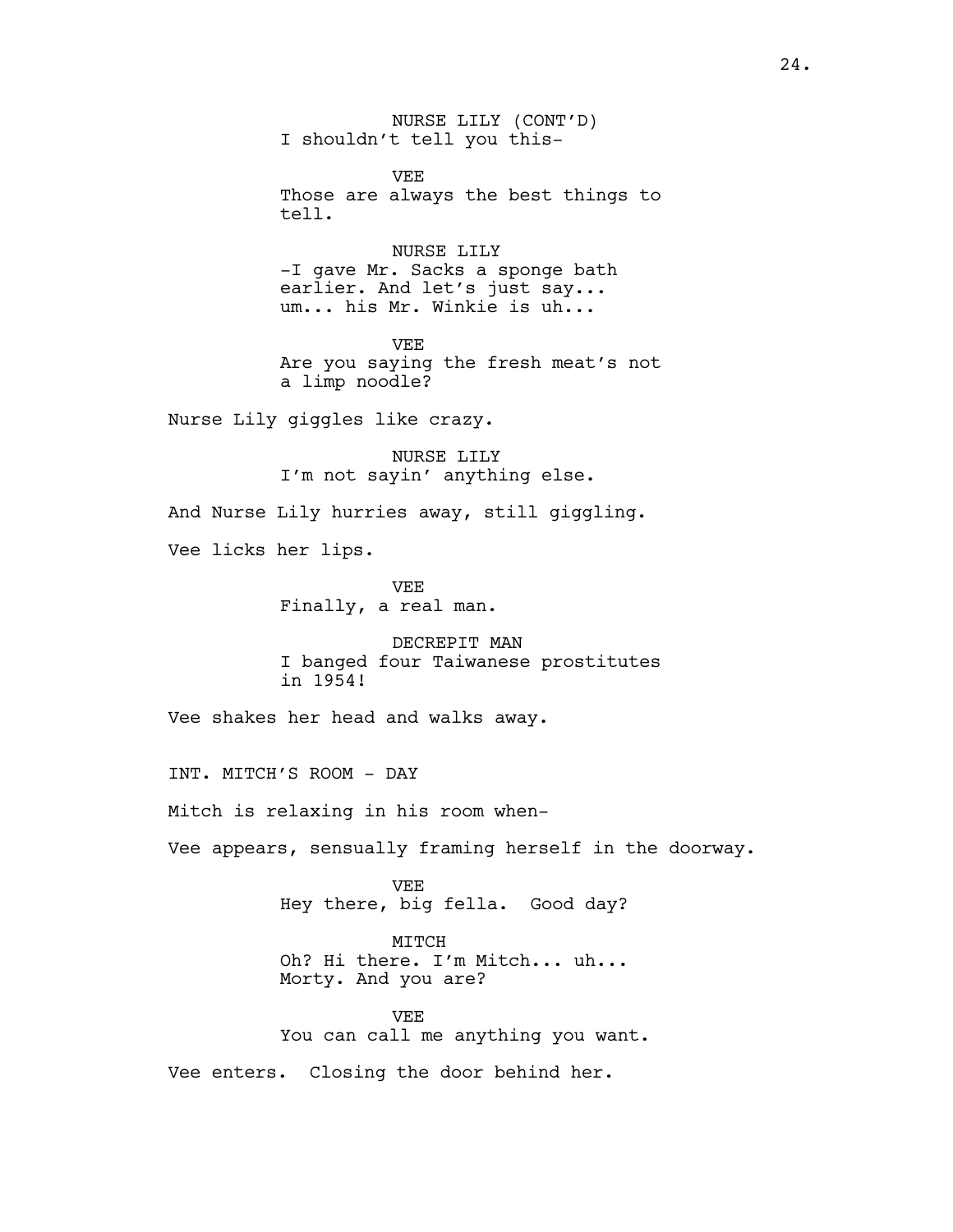NURSE LILY (CONT'D)
I shouldn't tell you this-

VEE
Those are always the best things to tell.

NURSE LILY
-I gave Mr. Sacks a sponge bath earlier. And let's just say... um... his Mr. Winkie is uh...

VEE
Are you saying the fresh meat's not a limp noodle?

Nurse Lily giggles like crazy.

NURSE LILY
I'm not sayin' anything else.

And Nurse Lily hurries away, still giggling.

Vee licks her lips.

VEE
Finally, a real man.

DECREPIT MAN
I banged four Taiwanese prostitutes in 1954!

Vee shakes her head and walks away.

INT. MITCH'S ROOM - DAY

Mitch is relaxing in his room when-

Vee appears, sensually framing herself in the doorway.

VEE
Hey there, big fella. Good day?

MITCH
Oh? Hi there. I'm Mitch... uh... Morty. And you are?

VEE
You can call me anything you want.

Vee enters. Closing the door behind her.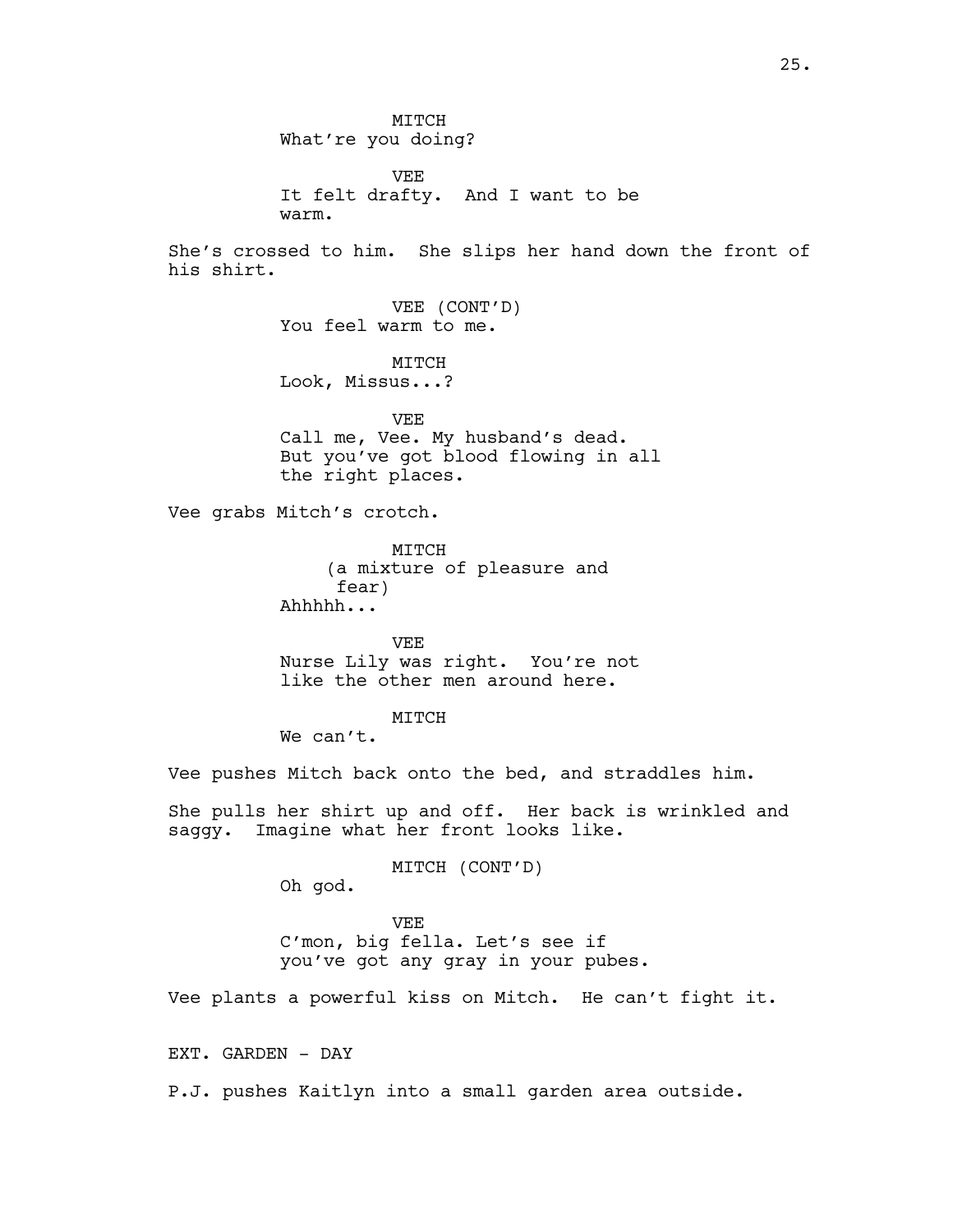MITCH
What're you doing?

VEE
It felt drafty.  And I want to be warm.

She's crossed to him.  She slips her hand down the front of his shirt.

VEE (CONT'D)
You feel warm to me.

MITCH
Look, Missus...?

VEE
Call me, Vee. My husband's dead. But you've got blood flowing in all the right places.

Vee grabs Mitch's crotch.

MITCH
(a mixture of pleasure and fear)
Ahhhhh...

VEE
Nurse Lily was right.  You're not like the other men around here.

MITCH
We can't.

Vee pushes Mitch back onto the bed, and straddles him.

She pulls her shirt up and off.  Her back is wrinkled and saggy.  Imagine what her front looks like.

MITCH (CONT'D)
Oh god.

VEE
C'mon, big fella. Let's see if you've got any gray in your pubes.

Vee plants a powerful kiss on Mitch.  He can't fight it.

EXT. GARDEN - DAY

P.J. pushes Kaitlyn into a small garden area outside.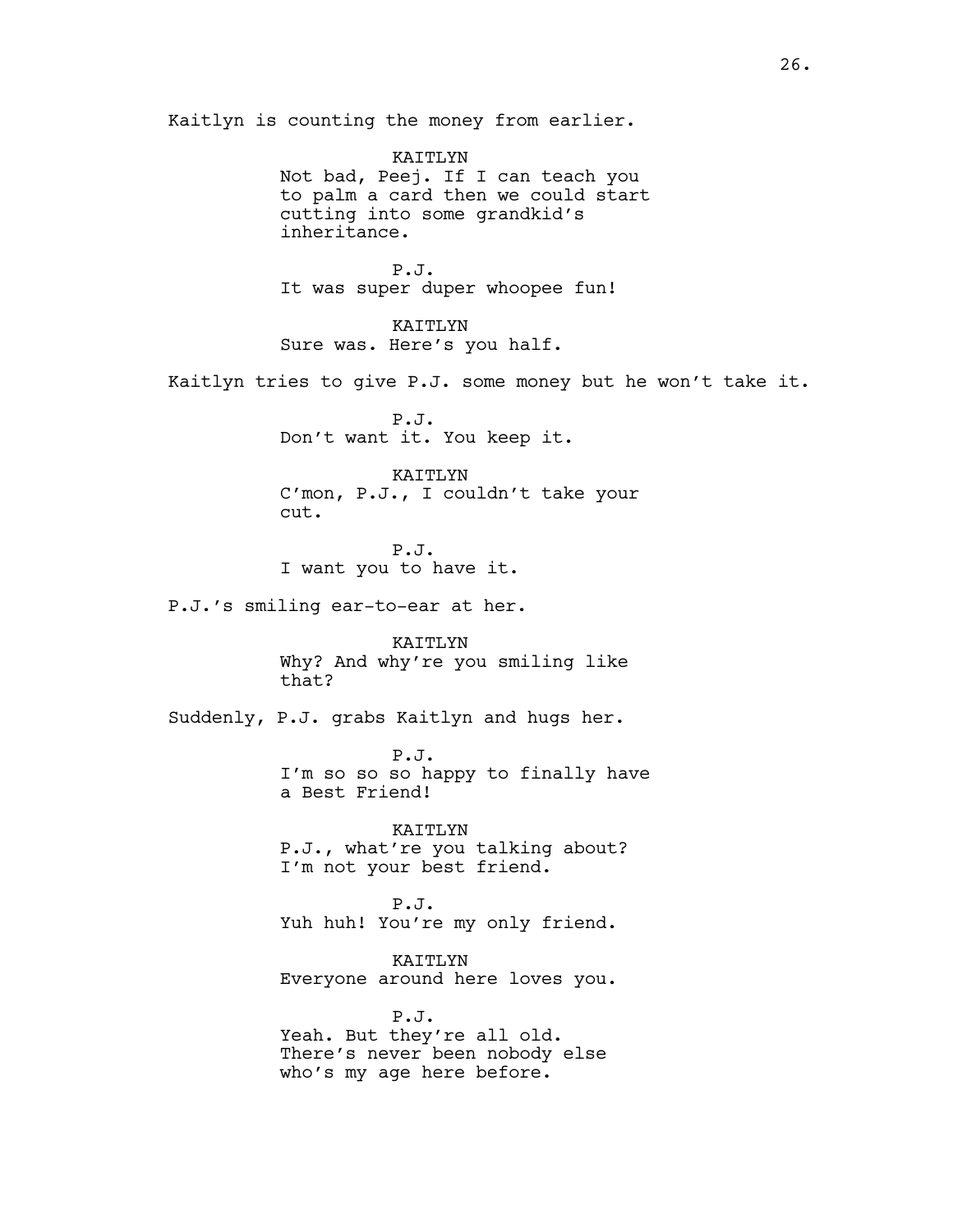Kaitlyn is counting the money from earlier.

KAITLYN
Not bad, Peej. If I can teach you to palm a card then we could start cutting into some grandkid's inheritance.

P.J.
It was super duper whoopee fun!

KAITLYN
Sure was. Here's you half.

Kaitlyn tries to give P.J. some money but he won't take it.

P.J.
Don't want it. You keep it.

KAITLYN
C'mon, P.J., I couldn't take your cut.

P.J.
I want you to have it.

P.J.'s smiling ear-to-ear at her.

KAITLYN
Why? And why're you smiling like that?

Suddenly, P.J. grabs Kaitlyn and hugs her.

P.J.
I'm so so so happy to finally have a Best Friend!

KAITLYN
P.J., what're you talking about? I'm not your best friend.

P.J.
Yuh huh! You're my only friend.

KAITLYN
Everyone around here loves you.

P.J.
Yeah. But they're all old. There's never been nobody else who's my age here before.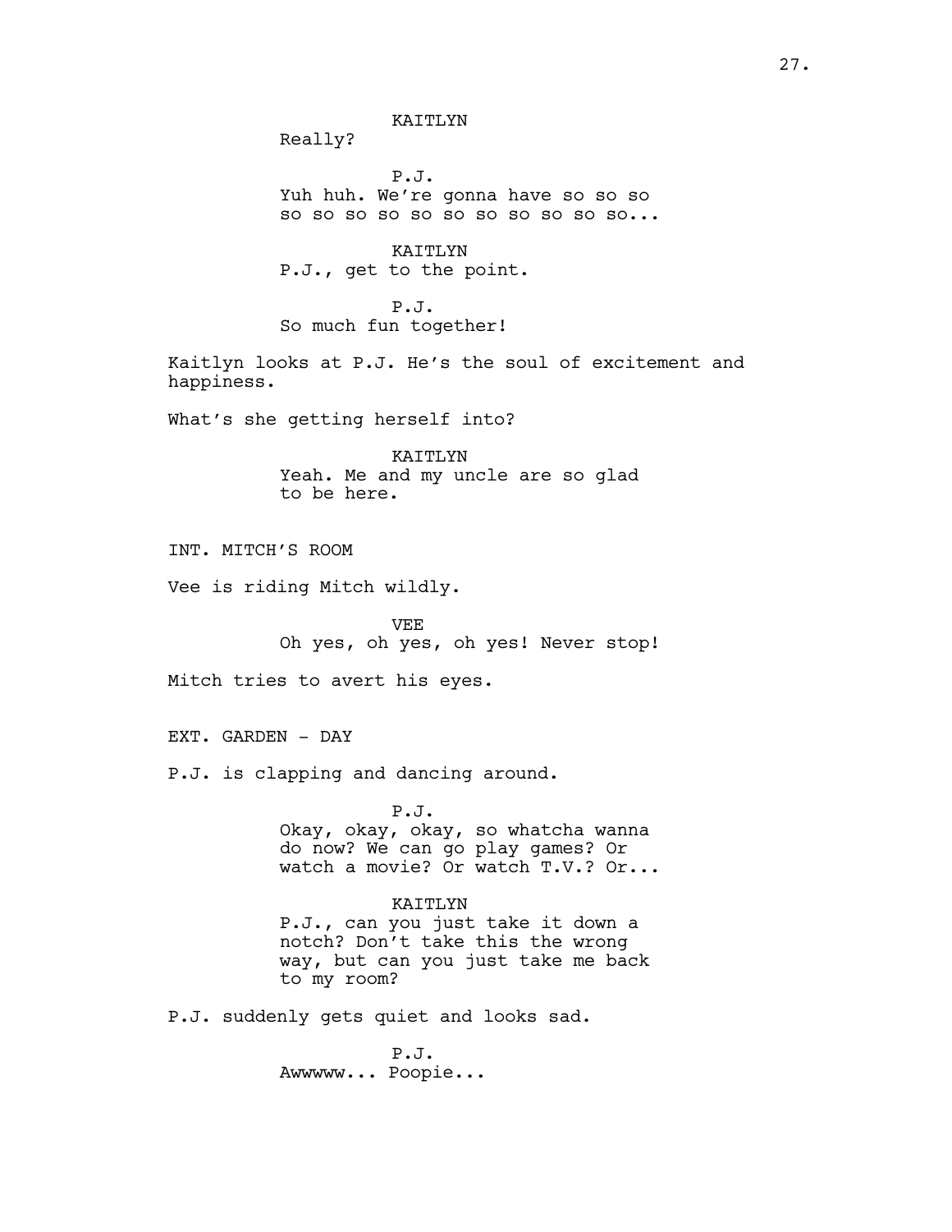KAITLYN
Really?

P.J.
Yuh huh. We're gonna have so so so so so so so so so so so so so so...

KAITLYN
P.J., get to the point.

P.J.
So much fun together!

Kaitlyn looks at P.J. He's the soul of excitement and happiness.

What's she getting herself into?

KAITLYN
Yeah. Me and my uncle are so glad to be here.

INT. MITCH'S ROOM

Vee is riding Mitch wildly.

VEE
Oh yes, oh yes, oh yes! Never stop!

Mitch tries to avert his eyes.

EXT. GARDEN - DAY

P.J. is clapping and dancing around.

P.J.
Okay, okay, okay, so whatcha wanna do now? We can go play games? Or watch a movie? Or watch T.V.? Or...

KAITLYN
P.J., can you just take it down a notch? Don't take this the wrong way, but can you just take me back to my room?

P.J. suddenly gets quiet and looks sad.

P.J.
Awwwww... Poopie...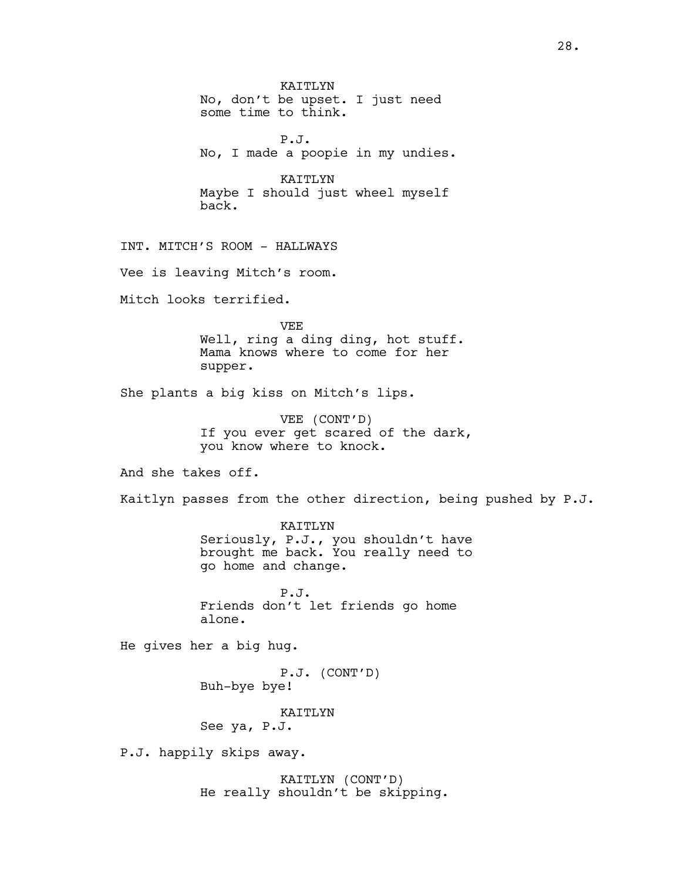KAITLYN
No, don't be upset. I just need some time to think.

P.J.
No, I made a poopie in my undies.

KAITLYN
Maybe I should just wheel myself back.

INT. MITCH'S ROOM - HALLWAYS

Vee is leaving Mitch's room.

Mitch looks terrified.

VEE
Well, ring a ding ding, hot stuff. Mama knows where to come for her supper.

She plants a big kiss on Mitch's lips.

VEE (CONT'D)
If you ever get scared of the dark, you know where to knock.

And she takes off.

Kaitlyn passes from the other direction, being pushed by P.J.

KAITLYN
Seriously, P.J., you shouldn't have brought me back. You really need to go home and change.

P.J.
Friends don't let friends go home alone.

He gives her a big hug.

P.J. (CONT'D)
Buh-bye bye!

KAITLYN
See ya, P.J.

P.J. happily skips away.

KAITLYN (CONT'D)
He really shouldn't be skipping.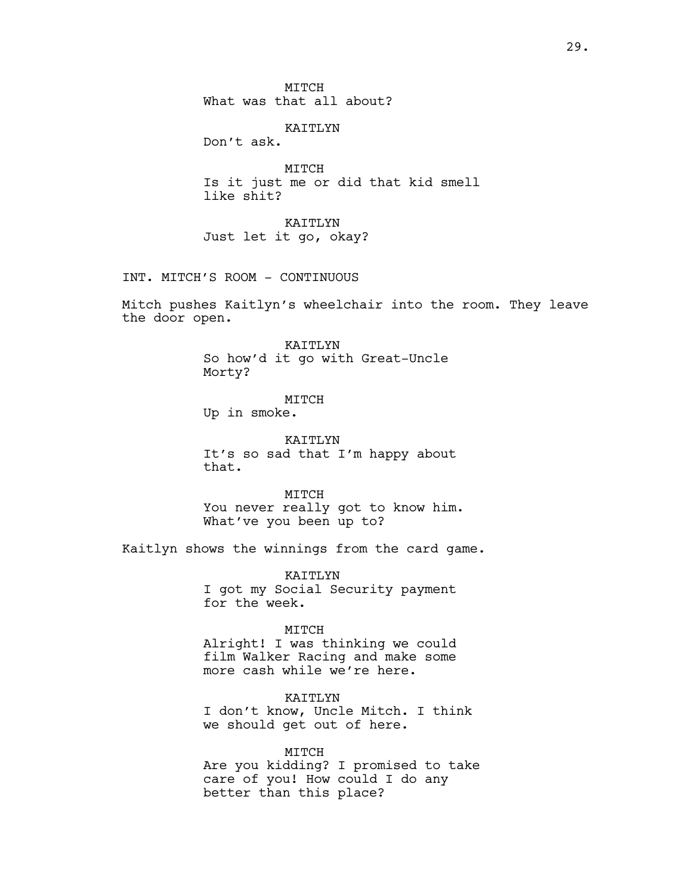MITCH
What was that all about?

KAITLYN
Don't ask.

MITCH
Is it just me or did that kid smell like shit?

KAITLYN
Just let it go, okay?

INT. MITCH'S ROOM - CONTINUOUS

Mitch pushes Kaitlyn's wheelchair into the room. They leave the door open.

KAITLYN
So how'd it go with Great-Uncle Morty?

MITCH
Up in smoke.

KAITLYN
It's so sad that I'm happy about that.

MITCH
You never really got to know him. What've you been up to?

Kaitlyn shows the winnings from the card game.

KAITLYN
I got my Social Security payment for the week.

MITCH
Alright! I was thinking we could film Walker Racing and make some more cash while we're here.

KAITLYN
I don't know, Uncle Mitch. I think we should get out of here.

MITCH
Are you kidding? I promised to take care of you! How could I do any better than this place?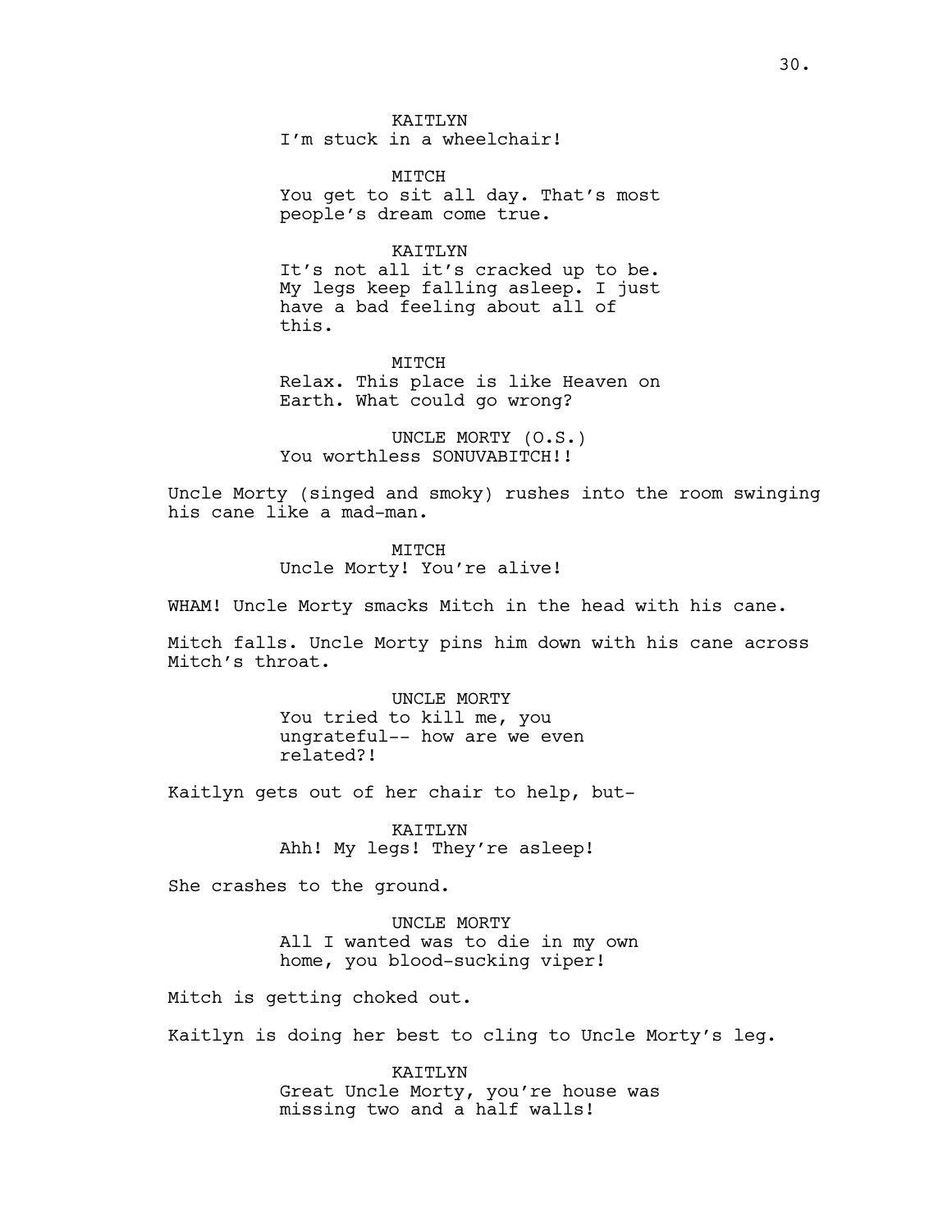KAITLYN
I'm stuck in a wheelchair!

MITCH
You get to sit all day. That's most people's dream come true.

KAITLYN
It's not all it's cracked up to be. My legs keep falling asleep. I just have a bad feeling about all of this.

MITCH
Relax. This place is like Heaven on Earth. What could go wrong?

UNCLE MORTY (O.S.)
You worthless SONUVABITCH!!

Uncle Morty (singed and smoky) rushes into the room swinging his cane like a mad-man.

MITCH
Uncle Morty! You're alive!

WHAM! Uncle Morty smacks Mitch in the head with his cane.

Mitch falls. Uncle Morty pins him down with his cane across Mitch's throat.

UNCLE MORTY
You tried to kill me, you ungrateful-- how are we even related?!

Kaitlyn gets out of her chair to help, but-

KAITLYN
Ahh! My legs! They're asleep!

She crashes to the ground.

UNCLE MORTY
All I wanted was to die in my own home, you blood-sucking viper!

Mitch is getting choked out.

Kaitlyn is doing her best to cling to Uncle Morty's leg.

KAITLYN
Great Uncle Morty, you're house was missing two and a half walls!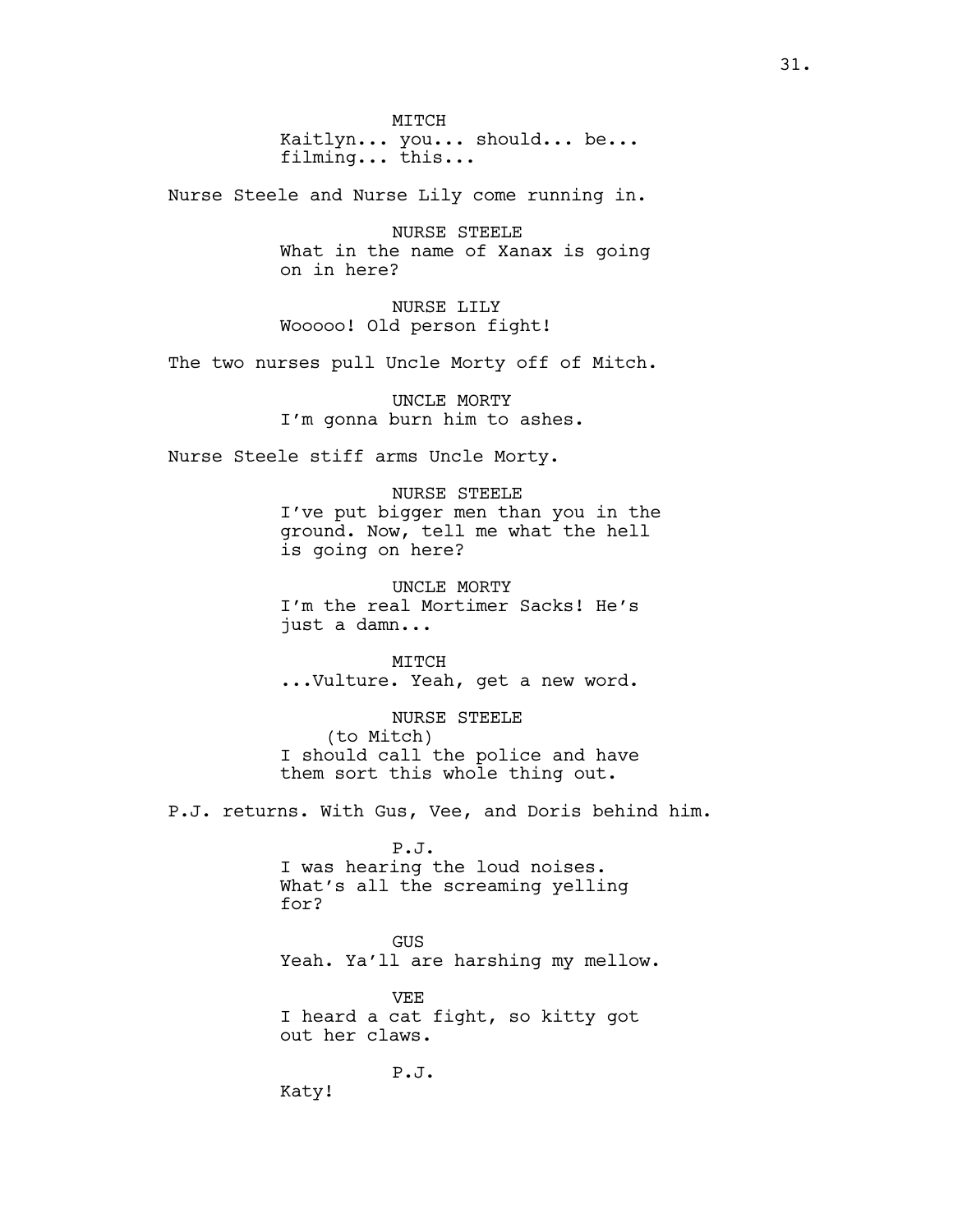MITCH
Kaitlyn... you... should... be... filming... this...

Nurse Steele and Nurse Lily come running in.

NURSE STEELE
What in the name of Xanax is going on in here?

NURSE LILY
Wooooo! Old person fight!

The two nurses pull Uncle Morty off of Mitch.

UNCLE MORTY
I'm gonna burn him to ashes.

Nurse Steele stiff arms Uncle Morty.

NURSE STEELE
I've put bigger men than you in the ground. Now, tell me what the hell is going on here?

UNCLE MORTY
I'm the real Mortimer Sacks! He's just a damn...

MITCH
...Vulture. Yeah, get a new word.

NURSE STEELE
(to Mitch)
I should call the police and have them sort this whole thing out.

P.J. returns. With Gus, Vee, and Doris behind him.

P.J.
I was hearing the loud noises. What's all the screaming yelling for?

GUS
Yeah. Ya'll are harshing my mellow.

VEE
I heard a cat fight, so kitty got out her claws.

P.J.
Katy!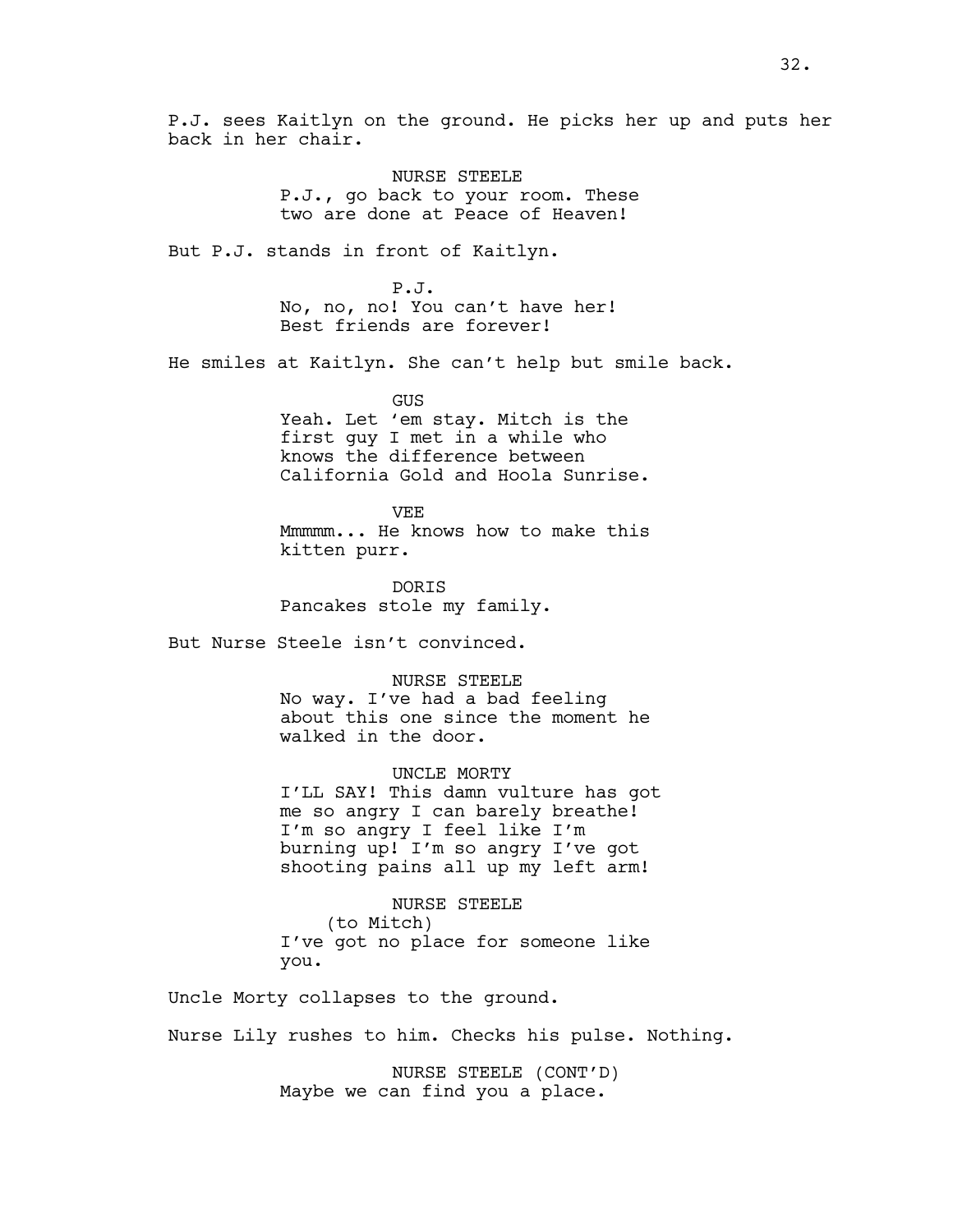P.J. sees Kaitlyn on the ground. He picks her up and puts her back in her chair.

NURSE STEELE
P.J., go back to your room. These two are done at Peace of Heaven!

But P.J. stands in front of Kaitlyn.

P.J.
No, no, no! You can't have her! Best friends are forever!

He smiles at Kaitlyn. She can't help but smile back.

GUS
Yeah. Let 'em stay. Mitch is the first guy I met in a while who knows the difference between California Gold and Hoola Sunrise.

VEE
Mmmmm... He knows how to make this kitten purr.

DORIS
Pancakes stole my family.

But Nurse Steele isn't convinced.

NURSE STEELE
No way. I've had a bad feeling about this one since the moment he walked in the door.

UNCLE MORTY
I'LL SAY! This damn vulture has got me so angry I can barely breathe! I'm so angry I feel like I'm burning up! I'm so angry I've got shooting pains all up my left arm!

NURSE STEELE
(to Mitch)
I've got no place for someone like you.

Uncle Morty collapses to the ground.

Nurse Lily rushes to him. Checks his pulse. Nothing.

NURSE STEELE (CONT'D)
Maybe we can find you a place.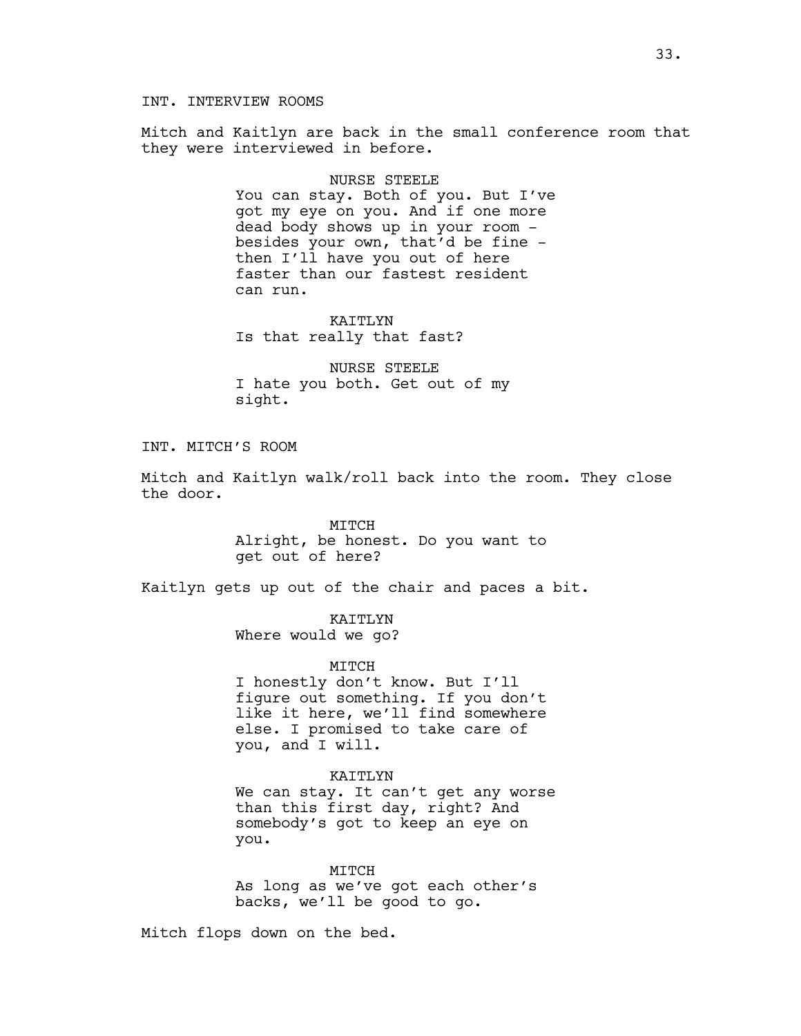INT. INTERVIEW ROOMS

Mitch and Kaitlyn are back in the small conference room that they were interviewed in before.

NURSE STEELE
You can stay. Both of you. But I've got my eye on you. And if one more dead body shows up in your room - besides your own, that'd be fine - then I'll have you out of here faster than our fastest resident can run.

KAITLYN
Is that really that fast?

NURSE STEELE
I hate you both. Get out of my sight.

INT. MITCH'S ROOM

Mitch and Kaitlyn walk/roll back into the room. They close the door.

MITCH
Alright, be honest. Do you want to get out of here?

Kaitlyn gets up out of the chair and paces a bit.

KAITLYN
Where would we go?

MITCH
I honestly don't know. But I'll figure out something. If you don't like it here, we'll find somewhere else. I promised to take care of you, and I will.

KAITLYN
We can stay. It can't get any worse than this first day, right? And somebody's got to keep an eye on you.

MITCH
As long as we've got each other's backs, we'll be good to go.

Mitch flops down on the bed.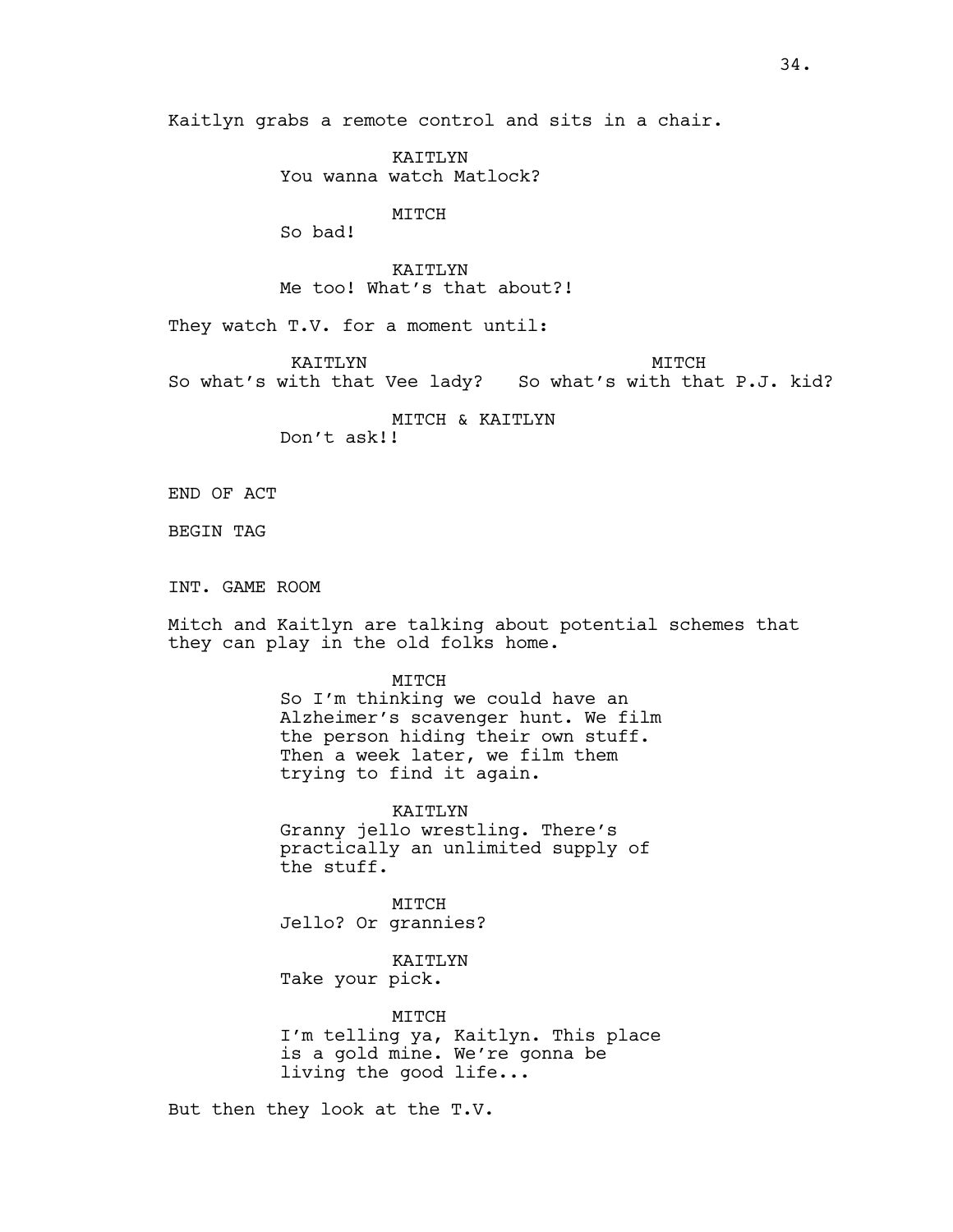Kaitlyn grabs a remote control and sits in a chair.

KAITLYN
You wanna watch Matlock?

MITCH
So bad!

KAITLYN
Me too! What's that about?!

They watch T.V. for a moment until:

KAITLYN
So what's with that Vee lady?

MITCH
So what's with that P.J. kid?

MITCH & KAITLYN
Don't ask!!

END OF ACT

BEGIN TAG

INT. GAME ROOM

Mitch and Kaitlyn are talking about potential schemes that they can play in the old folks home.

MITCH
So I'm thinking we could have an Alzheimer's scavenger hunt. We film the person hiding their own stuff. Then a week later, we film them trying to find it again.

KAITLYN
Granny jello wrestling. There's practically an unlimited supply of the stuff.

MITCH
Jello? Or grannies?

KAITLYN
Take your pick.

MITCH
I'm telling ya, Kaitlyn. This place is a gold mine. We're gonna be living the good life...

But then they look at the T.V.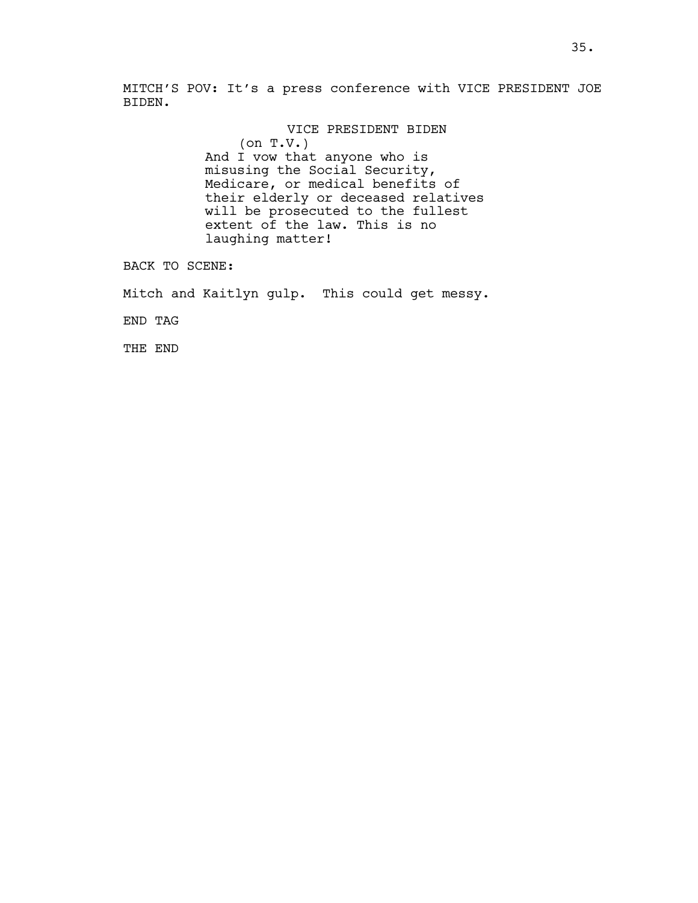MITCH'S POV: It's a press conference with VICE PRESIDENT JOE BIDEN.

VICE PRESIDENT BIDEN
(on T.V.)
And I vow that anyone who is misusing the Social Security, Medicare, or medical benefits of their elderly or deceased relatives will be prosecuted to the fullest extent of the law. This is no laughing matter!

BACK TO SCENE:

Mitch and Kaitlyn gulp.  This could get messy.

END TAG

THE END